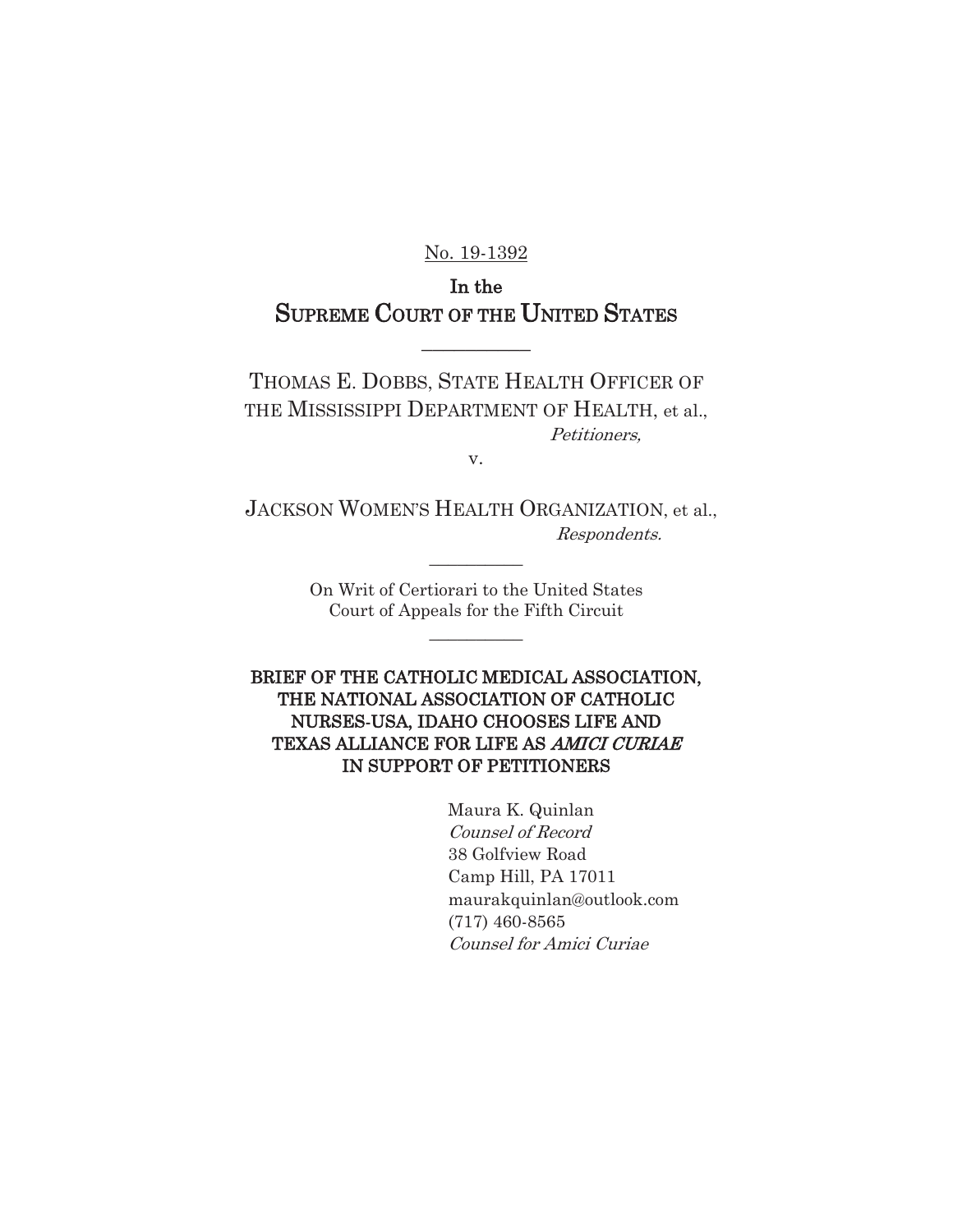No. 19-1392

# In the SUPREME COURT OF THE UNITED STATES

---

THOMAS E. DOBBS, STATE HEALTH OFFICER OF THE MISSISSIPPI DEPARTMENT OF HEALTH, et al.,
*Petitioners,*

v.

JACKSON WOMEN'S HEALTH ORGANIZATION, et al.,
*Respondents.*

---

On Writ of Certiorari to the United States Court of Appeals for the Fifth Circuit

---

**BRIEF OF THE CATHOLIC MEDICAL ASSOCIATION, THE NATIONAL ASSOCIATION OF CATHOLIC NURSES-USA, IDAHO CHOOSES LIFE AND TEXAS ALLIANCE FOR LIFE AS *AMICI CURIAE* IN SUPPORT OF PETITIONERS**

Maura K. Quinlan
*Counsel of Record*
38 Golfview Road
Camp Hill, PA 17011
maurakquinlan@outlook.com
(717) 460-8565
*Counsel for Amici Curiae*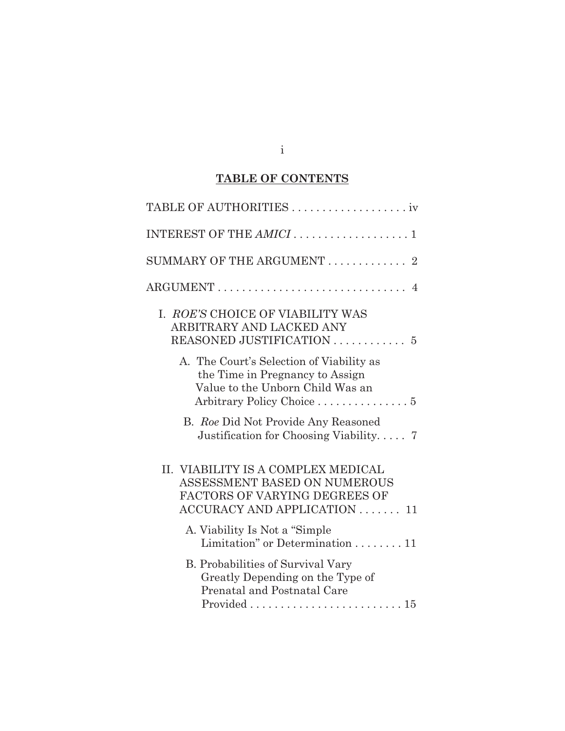## TABLE OF CONTENTS

TABLE OF AUTHORITIES . . . . . . . . . . . . . . . . . . . iv

INTEREST OF THE *AMICI* . . . . . . . . . . . . . . . . . . . 1

SUMMARY OF THE ARGUMENT . . . . . . . . . . . . . 2

ARGUMENT . . . . . . . . . . . . . . . . . . . . . . . . . . . . . . . 4

- I. *ROE'S* CHOICE OF VIABILITY WAS ARBITRARY AND LACKED ANY REASONED JUSTIFICATION . . . . . . . . . . . . 5
  - A. The Court's Selection of Viability as the Time in Pregnancy to Assign Value to the Unborn Child Was an Arbitrary Policy Choice . . . . . . . . . . . . . . . 5
  - B. *Roe* Did Not Provide Any Reasoned Justification for Choosing Viability. . . . . 7
- II. VIABILITY IS A COMPLEX MEDICAL ASSESSMENT BASED ON NUMEROUS FACTORS OF VARYING DEGREES OF ACCURACY AND APPLICATION . . . . . . . 11
  - A. Viability Is Not a "Simple Limitation" or Determination . . . . . . . . 11
  - B. Probabilities of Survival Vary Greatly Depending on the Type of Prenatal and Postnatal Care Provided . . . . . . . . . . . . . . . . . . . . . . . . . 15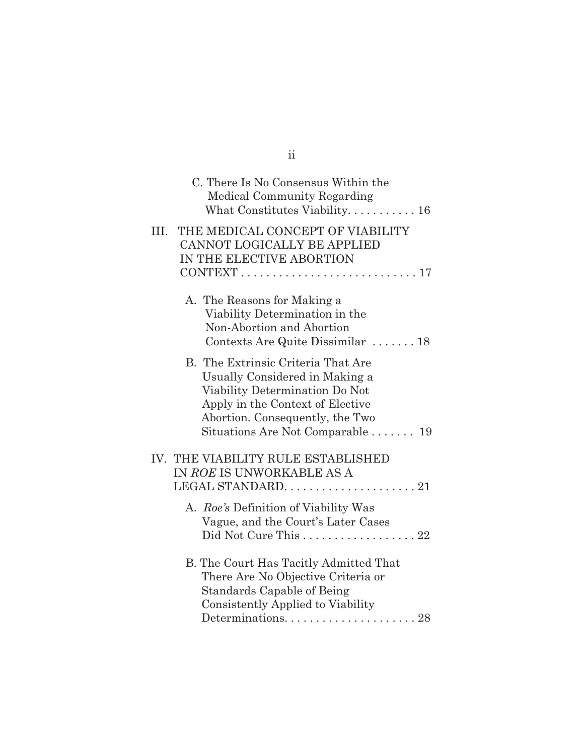C. There Is No Consensus Within the Medical Community Regarding What Constitutes Viability. . . . . . . . . . . 16

III. THE MEDICAL CONCEPT OF VIABILITY CANNOT LOGICALLY BE APPLIED IN THE ELECTIVE ABORTION CONTEXT . . . . . . . . . . . . . . . . . . . . . . . . . . . . 17

A. The Reasons for Making a Viability Determination in the Non-Abortion and Abortion Contexts Are Quite Dissimilar . . . . . . . 18

B. The Extrinsic Criteria That Are Usually Considered in Making a Viability Determination Do Not Apply in the Context of Elective Abortion. Consequently, the Two Situations Are Not Comparable . . . . . . . 19

IV. THE VIABILITY RULE ESTABLISHED IN *ROE* IS UNWORKABLE AS A LEGAL STANDARD. . . . . . . . . . . . . . . . . . . . . 21

A. *Roe's* Definition of Viability Was Vague, and the Court's Later Cases Did Not Cure This . . . . . . . . . . . . . . . . . . 22

B. The Court Has Tacitly Admitted That There Are No Objective Criteria or Standards Capable of Being Consistently Applied to Viability Determinations. . . . . . . . . . . . . . . . . . . . . 28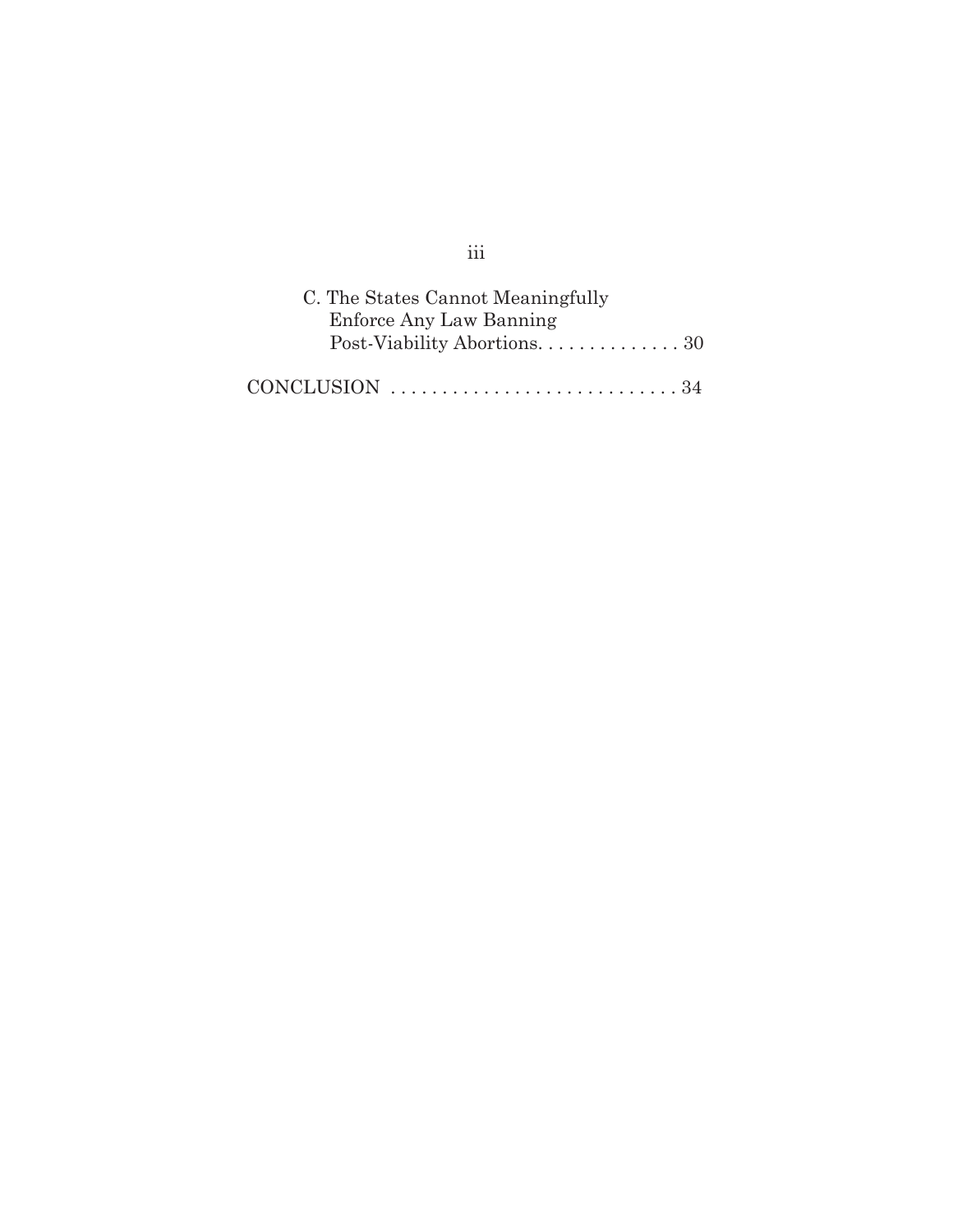C. The States Cannot Meaningfully Enforce Any Law Banning Post-Viability Abortions. . . . . . . . . . . . . . 30

CONCLUSION . . . . . . . . . . . . . . . . . . . . . . . . . . . . . 34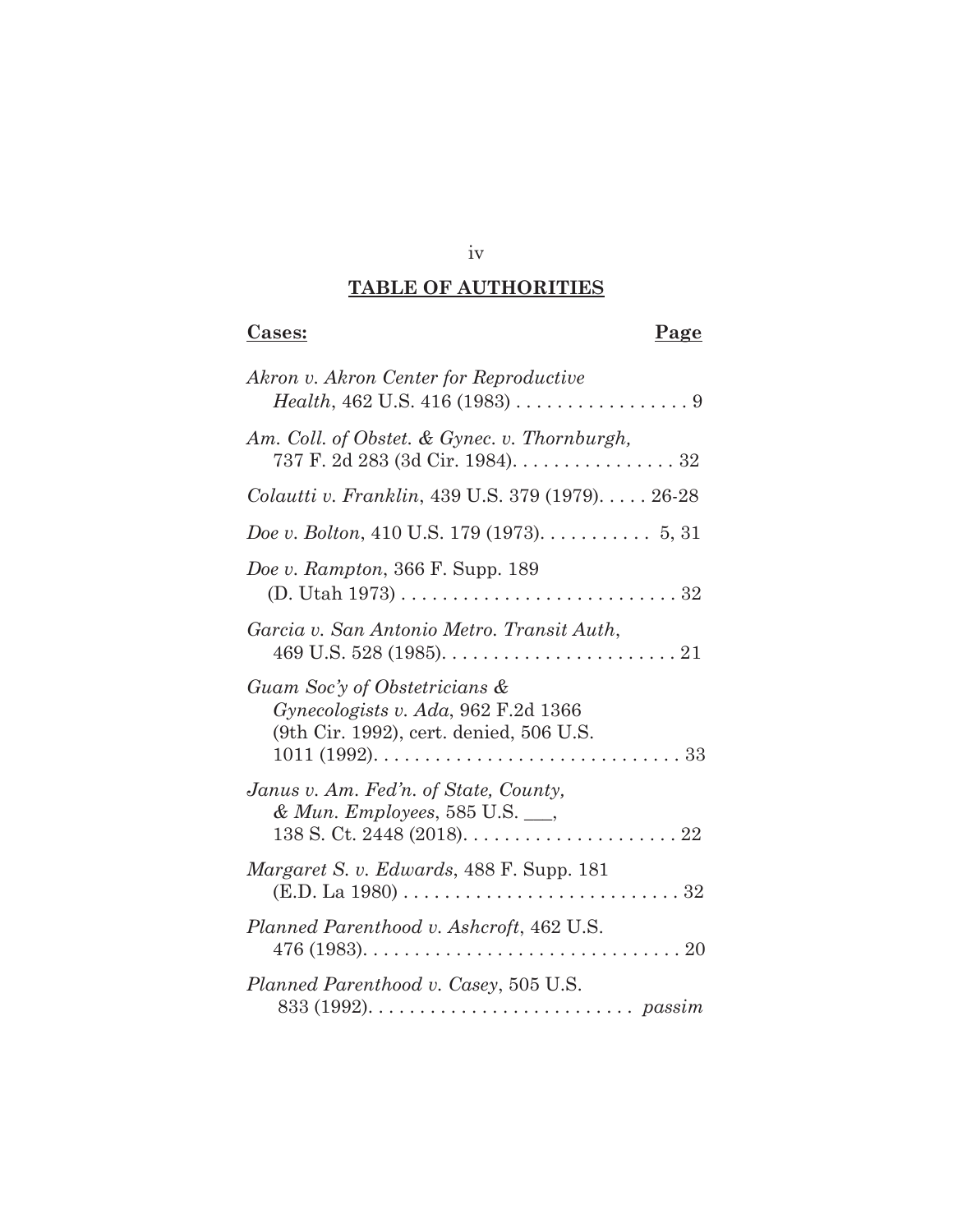## TABLE OF AUTHORITIES

**Cases:** **Page**

*Akron v. Akron Center for Reproductive Health*, 462 U.S. 416 (1983) . . . . . . . . . . . . . . . . . 9

*Am. Coll. of Obstet. & Gynec. v. Thornburgh,* 737 F. 2d 283 (3d Cir. 1984). . . . . . . . . . . . . . . . 32

*Colautti v. Franklin*, 439 U.S. 379 (1979). . . . . 26-28

*Doe v. Bolton*, 410 U.S. 179 (1973). . . . . . . . . . . 5, 31

*Doe v. Rampton*, 366 F. Supp. 189 (D. Utah 1973) . . . . . . . . . . . . . . . . . . . . . . . . . . . 32

*Garcia v. San Antonio Metro. Transit Auth*, 469 U.S. 528 (1985). . . . . . . . . . . . . . . . . . . . . . . 21

*Guam Soc'y of Obstetricians & Gynecologists v. Ada*, 962 F.2d 1366 (9th Cir. 1992), cert. denied, 506 U.S. 1011 (1992). . . . . . . . . . . . . . . . . . . . . . . . . . . . . . 33

*Janus v. Am. Fed'n. of State, County, & Mun. Employees*, 585 U.S. ___, 138 S. Ct. 2448 (2018). . . . . . . . . . . . . . . . . . . . . 22

*Margaret S. v. Edwards*, 488 F. Supp. 181 (E.D. La 1980) . . . . . . . . . . . . . . . . . . . . . . . . . . . 32

*Planned Parenthood v. Ashcroft*, 462 U.S. 476 (1983). . . . . . . . . . . . . . . . . . . . . . . . . . . . . . . 20

*Planned Parenthood v. Casey*, 505 U.S. 833 (1992). . . . . . . . . . . . . . . . . . . . . . . . . . *passim*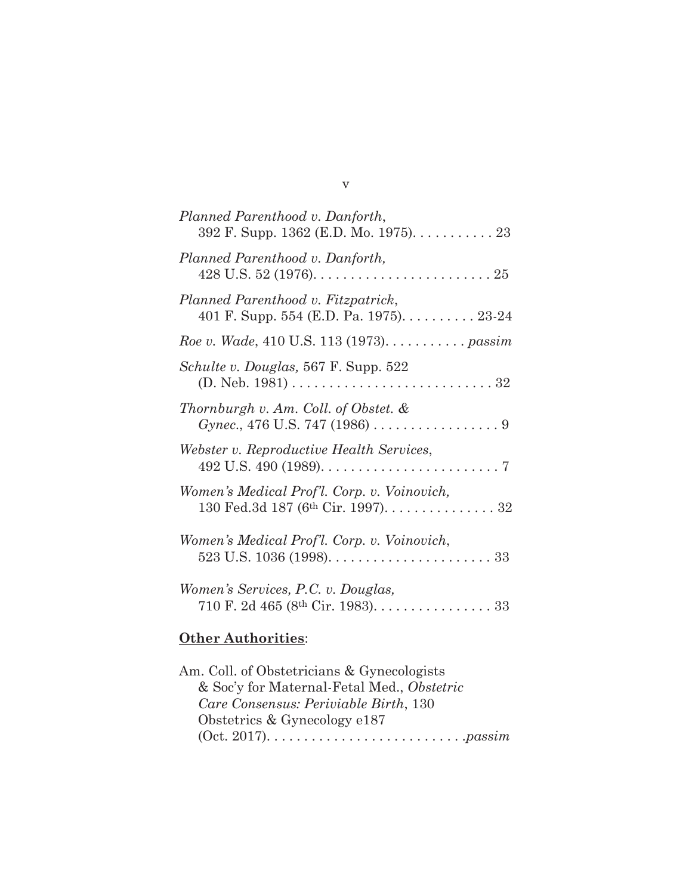*Planned Parenthood v. Danforth*,
392 F. Supp. 1362 (E.D. Mo. 1975). . . . . . . . . . . 23

*Planned Parenthood v. Danforth,*
428 U.S. 52 (1976). . . . . . . . . . . . . . . . . . . . . . . . 25

*Planned Parenthood v. Fitzpatrick*,
401 F. Supp. 554 (E.D. Pa. 1975). . . . . . . . . . 23-24

*Roe v. Wade*, 410 U.S. 113 (1973). . . . . . . . . . . *passim*

*Schulte v. Douglas,* 567 F. Supp. 522
(D. Neb. 1981) . . . . . . . . . . . . . . . . . . . . . . . . . . . 32

*Thornburgh v. Am. Coll. of Obstet. &*
*Gynec.*, 476 U.S. 747 (1986) . . . . . . . . . . . . . . . . . 9

*Webster v. Reproductive Health Services*,
492 U.S. 490 (1989). . . . . . . . . . . . . . . . . . . . . . . . 7

*Women's Medical Prof'l. Corp. v. Voinovich,*
130 Fed.3d 187 (6th Cir. 1997). . . . . . . . . . . . . . . 32

*Women's Medical Prof'l. Corp. v. Voinovich*,
523 U.S. 1036 (1998). . . . . . . . . . . . . . . . . . . . . . 33

*Women's Services, P.C. v. Douglas,*
710 F. 2d 465 (8th Cir. 1983). . . . . . . . . . . . . . . . 33

**Other Authorities**:

Am. Coll. of Obstetricians & Gynecologists
& Soc'y for Maternal-Fetal Med., *Obstetric Care Consensus: Periviable Birth*, 130
Obstetrics & Gynecology e187
(Oct. 2017). . . . . . . . . . . . . . . . . . . . . . . . . . *passim*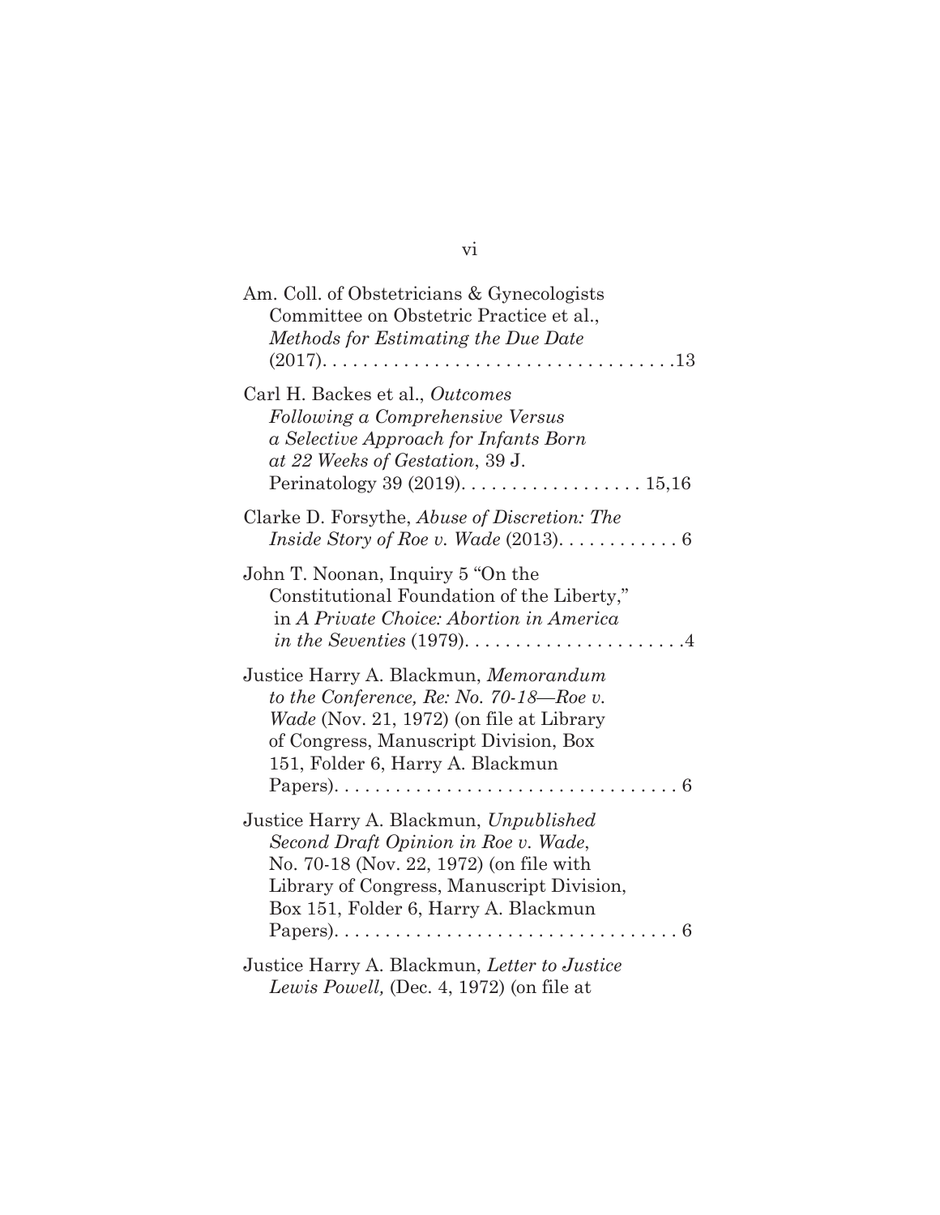Am. Coll. of Obstetricians & Gynecologists Committee on Obstetric Practice et al., *Methods for Estimating the Due Date* (2017). . . . . . . . . . . . . . . . . . . . . . . . . . . . . . . . . . .13

Carl H. Backes et al., *Outcomes Following a Comprehensive Versus a Selective Approach for Infants Born at 22 Weeks of Gestation*, 39 J. Perinatology 39 (2019). . . . . . . . . . . . . . . . . . . 15,16

Clarke D. Forsythe, *Abuse of Discretion: The Inside Story of Roe v. Wade* (2013). . . . . . . . . . . . 6

John T. Noonan, Inquiry 5 "On the Constitutional Foundation of the Liberty," in *A Private Choice: Abortion in America in the Seventies* (1979). . . . . . . . . . . . . . . . . . . . . . .4

Justice Harry A. Blackmun, *Memorandum to the Conference, Re: No. 70-18—Roe v. Wade* (Nov. 21, 1972) (on file at Library of Congress, Manuscript Division, Box 151, Folder 6, Harry A. Blackmun Papers). . . . . . . . . . . . . . . . . . . . . . . . . . . . . . . . . . 6

Justice Harry A. Blackmun, *Unpublished Second Draft Opinion in Roe v. Wade*, No. 70-18 (Nov. 22, 1972) (on file with Library of Congress, Manuscript Division, Box 151, Folder 6, Harry A. Blackmun Papers). . . . . . . . . . . . . . . . . . . . . . . . . . . . . . . . . . 6

Justice Harry A. Blackmun, *Letter to Justice Lewis Powell,* (Dec. 4, 1972) (on file at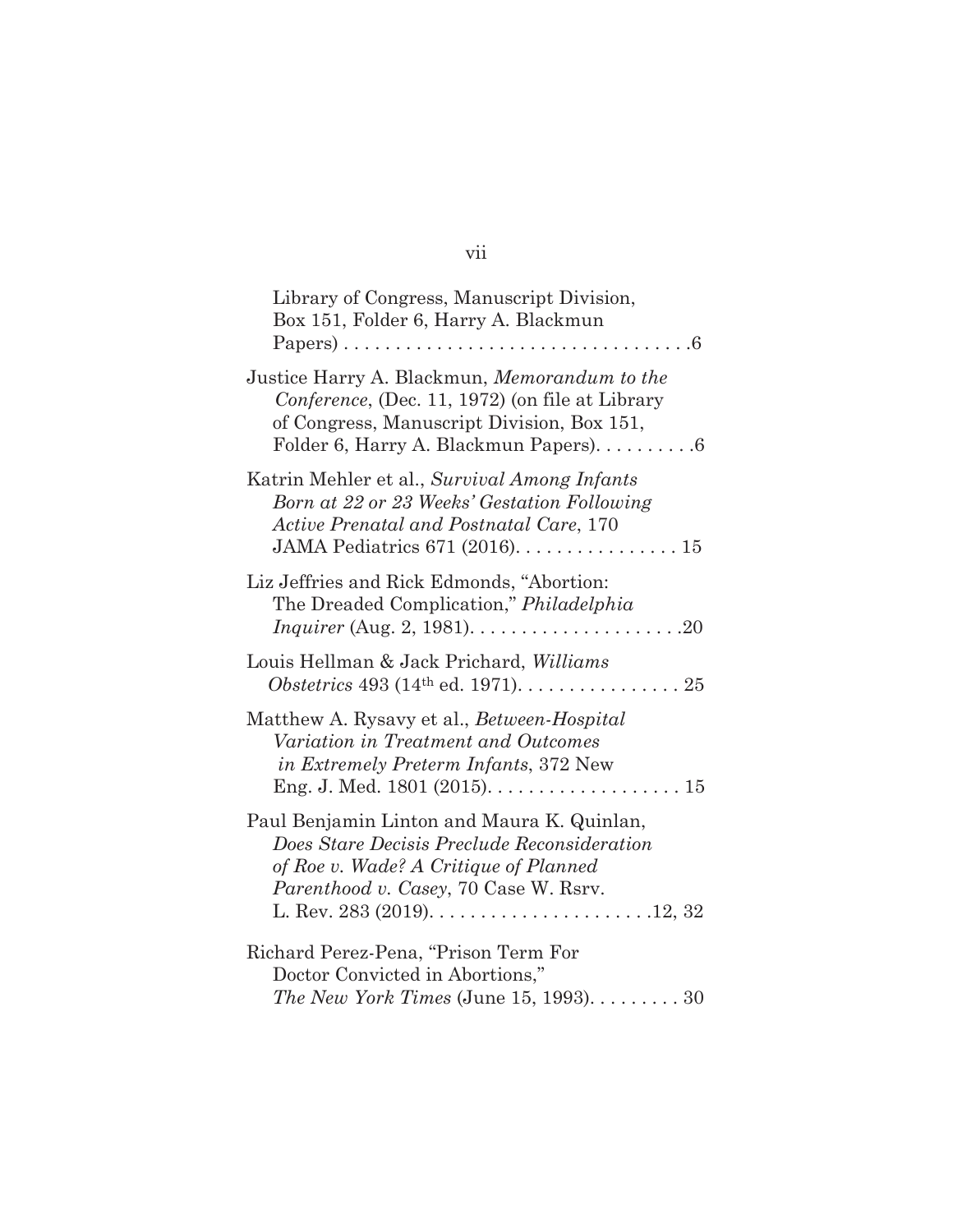Library of Congress, Manuscript Division, Box 151, Folder 6, Harry A. Blackmun Papers) . . . . . . . . . . . . . . . . . . . . . . . . . . . . . . . . . .6

Justice Harry A. Blackmun, *Memorandum to the Conference*, (Dec. 11, 1972) (on file at Library of Congress, Manuscript Division, Box 151, Folder 6, Harry A. Blackmun Papers). . . . . . . . . .6

Katrin Mehler et al., *Survival Among Infants Born at 22 or 23 Weeks' Gestation Following Active Prenatal and Postnatal Care*, 170 JAMA Pediatrics 671 (2016). . . . . . . . . . . . . . . . 15

Liz Jeffries and Rick Edmonds, "Abortion: The Dreaded Complication," *Philadelphia Inquirer* (Aug. 2, 1981). . . . . . . . . . . . . . . . . . . . .20

Louis Hellman & Jack Prichard, *Williams Obstetrics* 493 (14th ed. 1971). . . . . . . . . . . . . . . . 25

Matthew A. Rysavy et al., *Between-Hospital Variation in Treatment and Outcomes in Extremely Preterm Infants*, 372 New Eng. J. Med. 1801 (2015). . . . . . . . . . . . . . . . . . . 15

Paul Benjamin Linton and Maura K. Quinlan, *Does Stare Decisis Preclude Reconsideration of Roe v. Wade? A Critique of Planned Parenthood v. Casey*, 70 Case W. Rsrv. L. Rev. 283 (2019). . . . . . . . . . . . . . . . . . . . . .12, 32

Richard Perez-Pena, "Prison Term For Doctor Convicted in Abortions," *The New York Times* (June 15, 1993). . . . . . . . . 30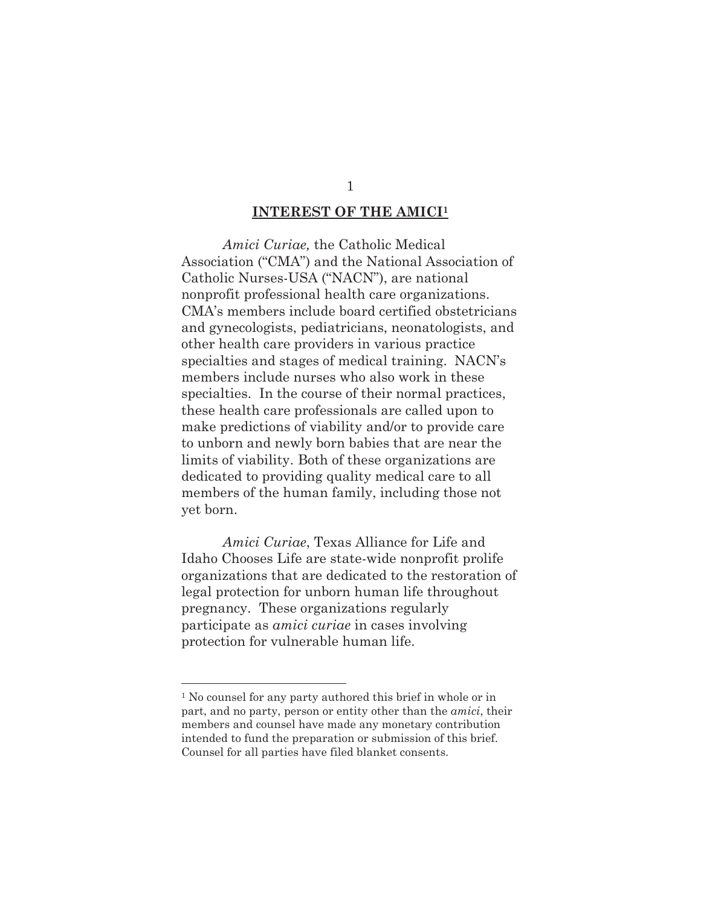## INTEREST OF THE AMICI[1]

*Amici Curiae,* the Catholic Medical Association ("CMA") and the National Association of Catholic Nurses-USA ("NACN"), are national nonprofit professional health care organizations. CMA's members include board certified obstetricians and gynecologists, pediatricians, neonatologists, and other health care providers in various practice specialties and stages of medical training. NACN's members include nurses who also work in these specialties. In the course of their normal practices, these health care professionals are called upon to make predictions of viability and/or to provide care to unborn and newly born babies that are near the limits of viability. Both of these organizations are dedicated to providing quality medical care to all members of the human family, including those not yet born.

*Amici Curiae*, Texas Alliance for Life and Idaho Chooses Life are state-wide nonprofit prolife organizations that are dedicated to the restoration of legal protection for unborn human life throughout pregnancy. These organizations regularly participate as *amici curiae* in cases involving protection for vulnerable human life.

---

[1] No counsel for any party authored this brief in whole or in part, and no party, person or entity other than the *amici*, their members and counsel have made any monetary contribution intended to fund the preparation or submission of this brief. Counsel for all parties have filed blanket consents.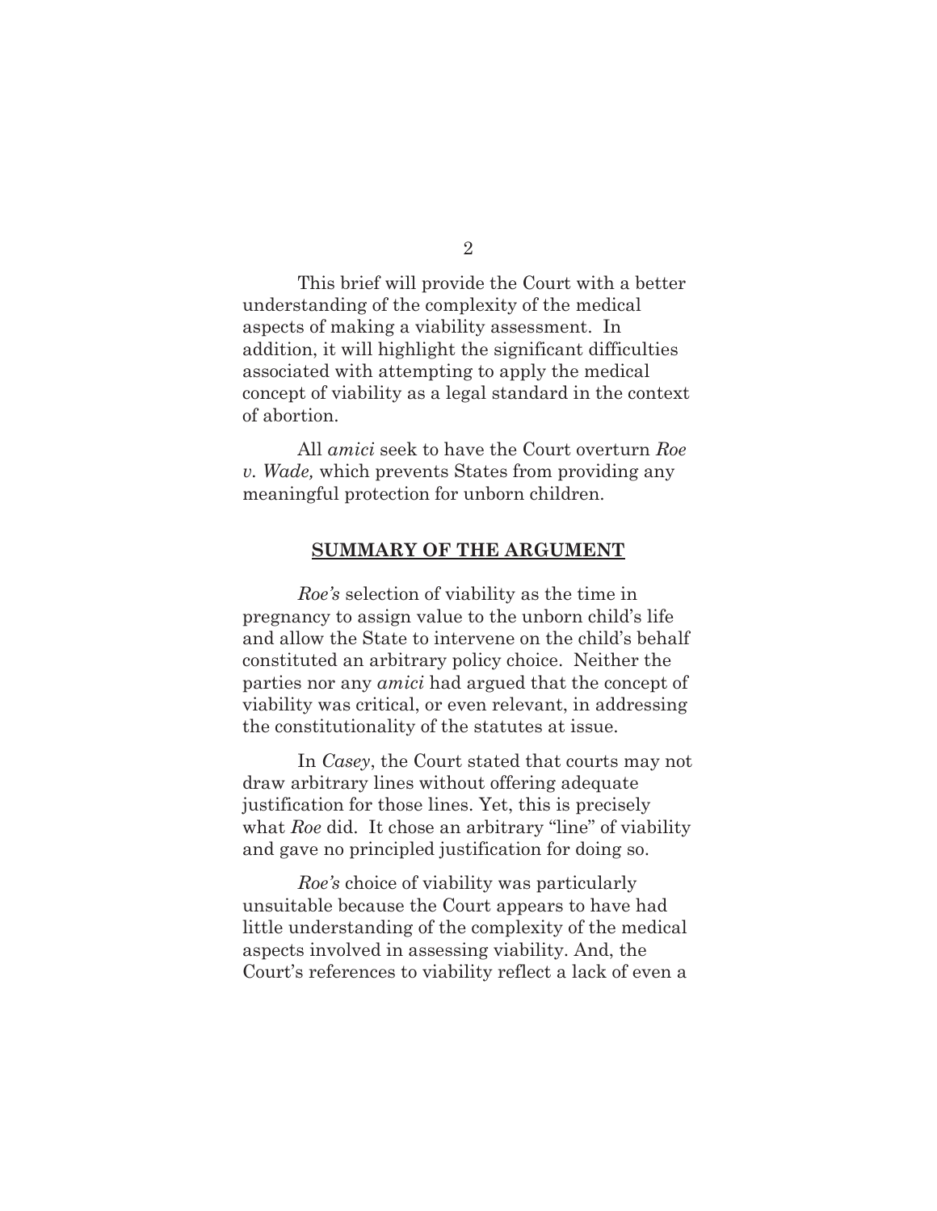This brief will provide the Court with a better understanding of the complexity of the medical aspects of making a viability assessment. In addition, it will highlight the significant difficulties associated with attempting to apply the medical concept of viability as a legal standard in the context of abortion.

All *amici* seek to have the Court overturn *Roe v. Wade,* which prevents States from providing any meaningful protection for unborn children.

## SUMMARY OF THE ARGUMENT

*Roe's* selection of viability as the time in pregnancy to assign value to the unborn child's life and allow the State to intervene on the child's behalf constituted an arbitrary policy choice. Neither the parties nor any *amici* had argued that the concept of viability was critical, or even relevant, in addressing the constitutionality of the statutes at issue.

In *Casey*, the Court stated that courts may not draw arbitrary lines without offering adequate justification for those lines. Yet, this is precisely what *Roe* did. It chose an arbitrary "line" of viability and gave no principled justification for doing so.

*Roe's* choice of viability was particularly unsuitable because the Court appears to have had little understanding of the complexity of the medical aspects involved in assessing viability. And, the Court's references to viability reflect a lack of even a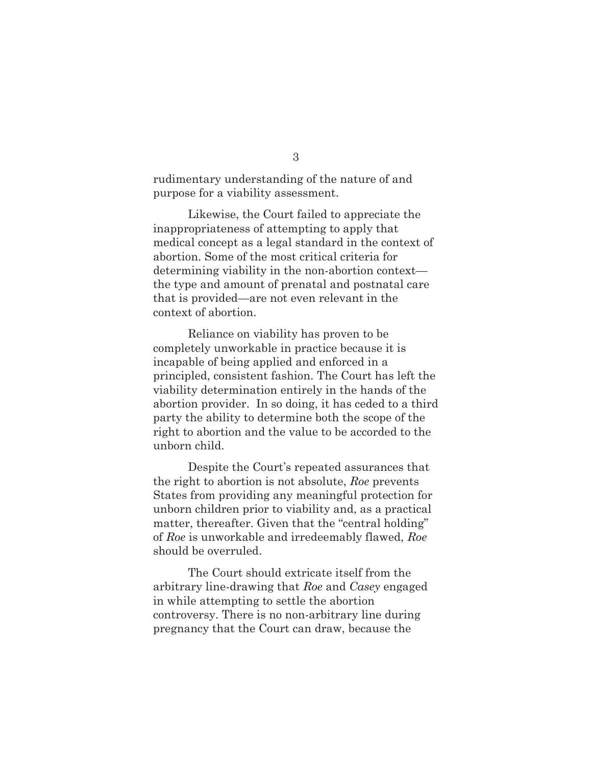rudimentary understanding of the nature of and purpose for a viability assessment.

Likewise, the Court failed to appreciate the inappropriateness of attempting to apply that medical concept as a legal standard in the context of abortion. Some of the most critical criteria for determining viability in the non-abortion context—the type and amount of prenatal and postnatal care that is provided—are not even relevant in the context of abortion.

Reliance on viability has proven to be completely unworkable in practice because it is incapable of being applied and enforced in a principled, consistent fashion. The Court has left the viability determination entirely in the hands of the abortion provider. In so doing, it has ceded to a third party the ability to determine both the scope of the right to abortion and the value to be accorded to the unborn child.

Despite the Court's repeated assurances that the right to abortion is not absolute, *Roe* prevents States from providing any meaningful protection for unborn children prior to viability and, as a practical matter, thereafter. Given that the "central holding" of *Roe* is unworkable and irredeemably flawed, *Roe* should be overruled.

The Court should extricate itself from the arbitrary line-drawing that *Roe* and *Casey* engaged in while attempting to settle the abortion controversy. There is no non-arbitrary line during pregnancy that the Court can draw, because the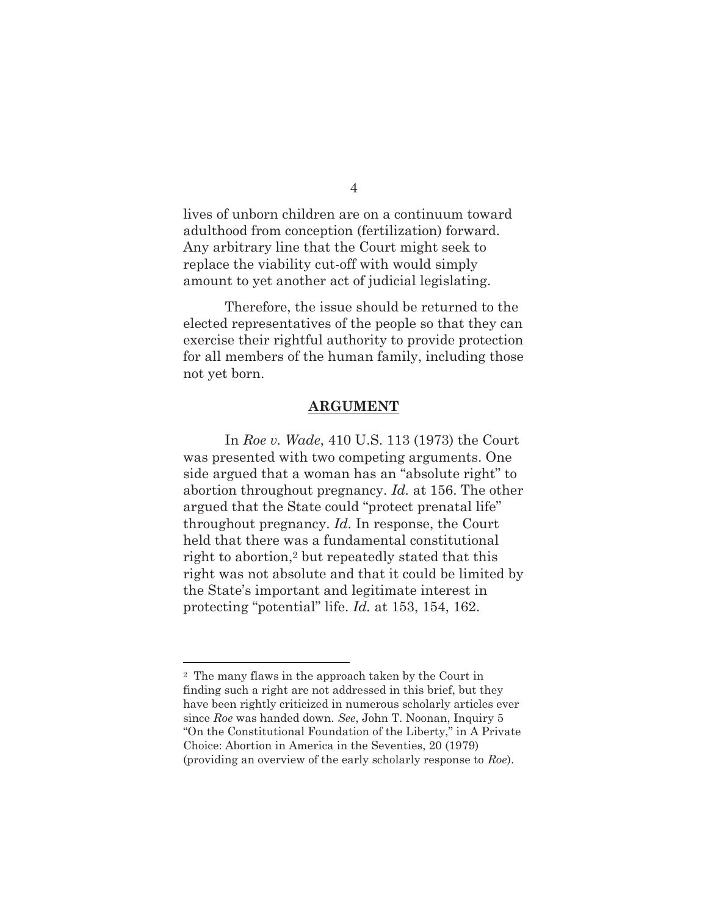lives of unborn children are on a continuum toward adulthood from conception (fertilization) forward. Any arbitrary line that the Court might seek to replace the viability cut-off with would simply amount to yet another act of judicial legislating.

Therefore, the issue should be returned to the elected representatives of the people so that they can exercise their rightful authority to provide protection for all members of the human family, including those not yet born.

## ARGUMENT

In *Roe v. Wade*, 410 U.S. 113 (1973) the Court was presented with two competing arguments. One side argued that a woman has an "absolute right" to abortion throughout pregnancy. *Id.* at 156. The other argued that the State could "protect prenatal life" throughout pregnancy. *Id*. In response, the Court held that there was a fundamental constitutional right to abortion,[2] but repeatedly stated that this right was not absolute and that it could be limited by the State's important and legitimate interest in protecting "potential" life. *Id.* at 153, 154, 162.

---

[2] The many flaws in the approach taken by the Court in finding such a right are not addressed in this brief, but they have been rightly criticized in numerous scholarly articles ever since *Roe* was handed down. *See*, John T. Noonan, Inquiry 5 "On the Constitutional Foundation of the Liberty," in A Private Choice: Abortion in America in the Seventies, 20 (1979) (providing an overview of the early scholarly response to *Roe*).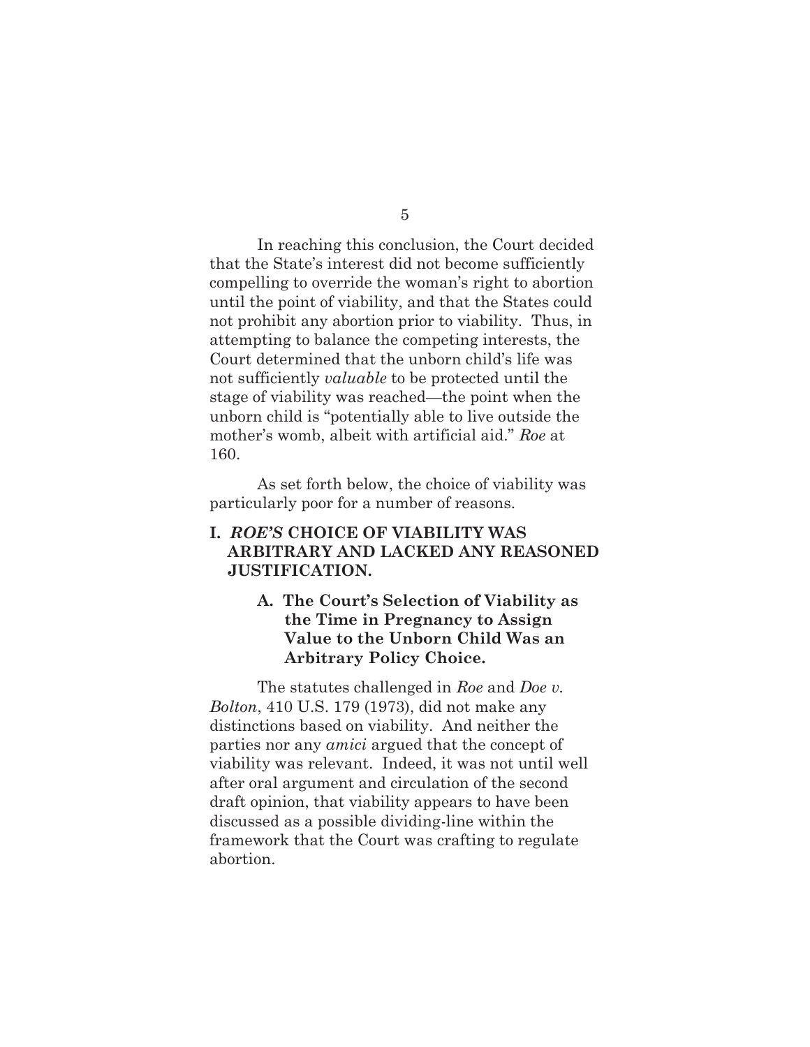In reaching this conclusion, the Court decided that the State's interest did not become sufficiently compelling to override the woman's right to abortion until the point of viability, and that the States could not prohibit any abortion prior to viability. Thus, in attempting to balance the competing interests, the Court determined that the unborn child's life was not sufficiently *valuable* to be protected until the stage of viability was reached—the point when the unborn child is "potentially able to live outside the mother's womb, albeit with artificial aid." *Roe* at 160.

As set forth below, the choice of viability was particularly poor for a number of reasons.

## I. *ROE'S* CHOICE OF VIABILITY WAS ARBITRARY AND LACKED ANY REASONED JUSTIFICATION.

### A. The Court's Selection of Viability as the Time in Pregnancy to Assign Value to the Unborn Child Was an Arbitrary Policy Choice.

The statutes challenged in *Roe* and *Doe v. Bolton*, 410 U.S. 179 (1973), did not make any distinctions based on viability. And neither the parties nor any *amici* argued that the concept of viability was relevant. Indeed, it was not until well after oral argument and circulation of the second draft opinion, that viability appears to have been discussed as a possible dividing-line within the framework that the Court was crafting to regulate abortion.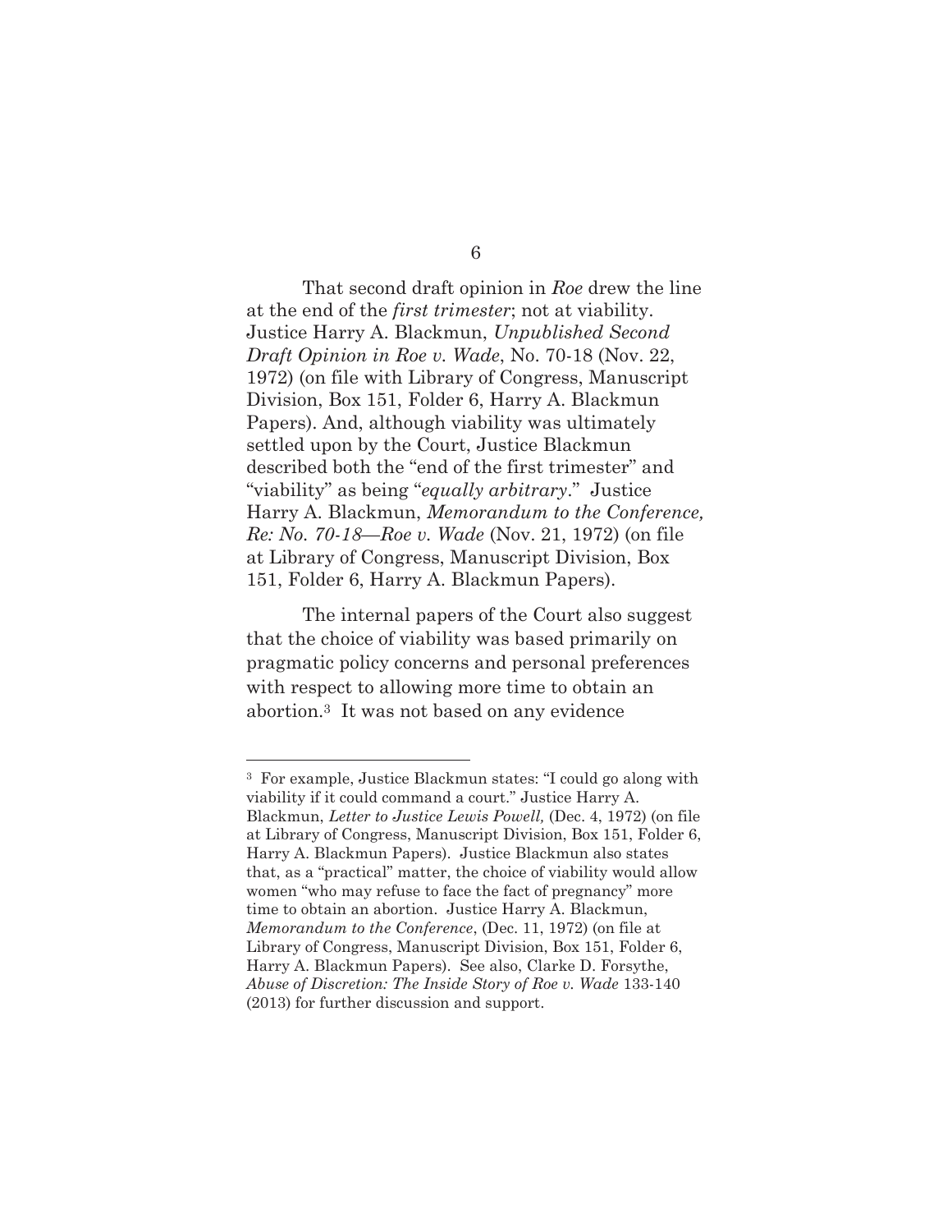That second draft opinion in *Roe* drew the line at the end of the *first trimester*; not at viability. Justice Harry A. Blackmun, *Unpublished Second Draft Opinion in Roe v. Wade*, No. 70-18 (Nov. 22, 1972) (on file with Library of Congress, Manuscript Division, Box 151, Folder 6, Harry A. Blackmun Papers). And, although viability was ultimately settled upon by the Court, Justice Blackmun described both the "end of the first trimester" and "viability" as being "*equally arbitrary*." Justice Harry A. Blackmun, *Memorandum to the Conference, Re: No. 70-18—Roe v. Wade* (Nov. 21, 1972) (on file at Library of Congress, Manuscript Division, Box 151, Folder 6, Harry A. Blackmun Papers).

The internal papers of the Court also suggest that the choice of viability was based primarily on pragmatic policy concerns and personal preferences with respect to allowing more time to obtain an abortion.[3] It was not based on any evidence

---

[3] For example, Justice Blackmun states: "I could go along with viability if it could command a court." Justice Harry A. Blackmun, *Letter to Justice Lewis Powell,* (Dec. 4, 1972) (on file at Library of Congress, Manuscript Division, Box 151, Folder 6, Harry A. Blackmun Papers). Justice Blackmun also states that, as a "practical" matter, the choice of viability would allow women "who may refuse to face the fact of pregnancy" more time to obtain an abortion. Justice Harry A. Blackmun, *Memorandum to the Conference*, (Dec. 11, 1972) (on file at Library of Congress, Manuscript Division, Box 151, Folder 6, Harry A. Blackmun Papers). See also, Clarke D. Forsythe, *Abuse of Discretion: The Inside Story of Roe v. Wade* 133-140 (2013) for further discussion and support.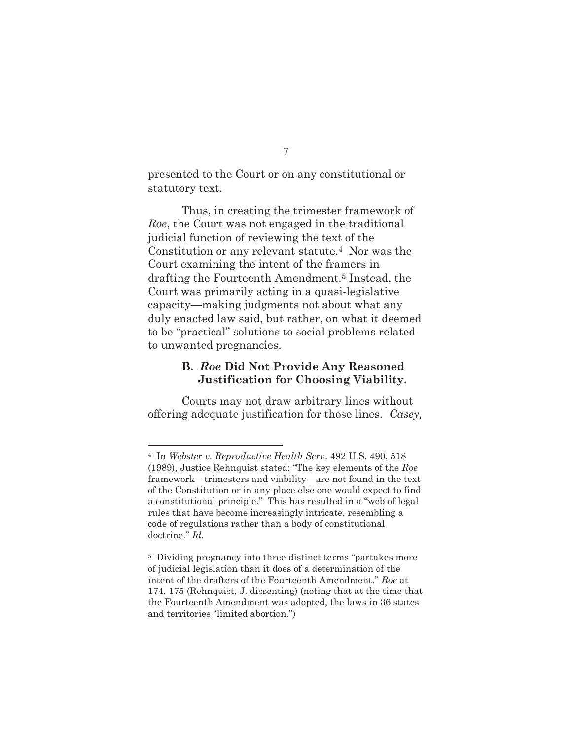presented to the Court or on any constitutional or statutory text.

Thus, in creating the trimester framework of *Roe*, the Court was not engaged in the traditional judicial function of reviewing the text of the Constitution or any relevant statute.[4] Nor was the Court examining the intent of the framers in drafting the Fourteenth Amendment.[5] Instead, the Court was primarily acting in a quasi-legislative capacity—making judgments not about what any duly enacted law said, but rather, on what it deemed to be "practical" solutions to social problems related to unwanted pregnancies.

### B. *Roe* Did Not Provide Any Reasoned Justification for Choosing Viability.

Courts may not draw arbitrary lines without offering adequate justification for those lines. *Casey,*

---

[4] In *Webster v. Reproductive Health Serv*. 492 U.S. 490, 518 (1989), Justice Rehnquist stated: "The key elements of the *Roe* framework—trimesters and viability—are not found in the text of the Constitution or in any place else one would expect to find a constitutional principle." This has resulted in a "web of legal rules that have become increasingly intricate, resembling a code of regulations rather than a body of constitutional doctrine." *Id.*

[5] Dividing pregnancy into three distinct terms "partakes more of judicial legislation than it does of a determination of the intent of the drafters of the Fourteenth Amendment." *Roe* at 174, 175 (Rehnquist, J. dissenting) (noting that at the time that the Fourteenth Amendment was adopted, the laws in 36 states and territories "limited abortion.")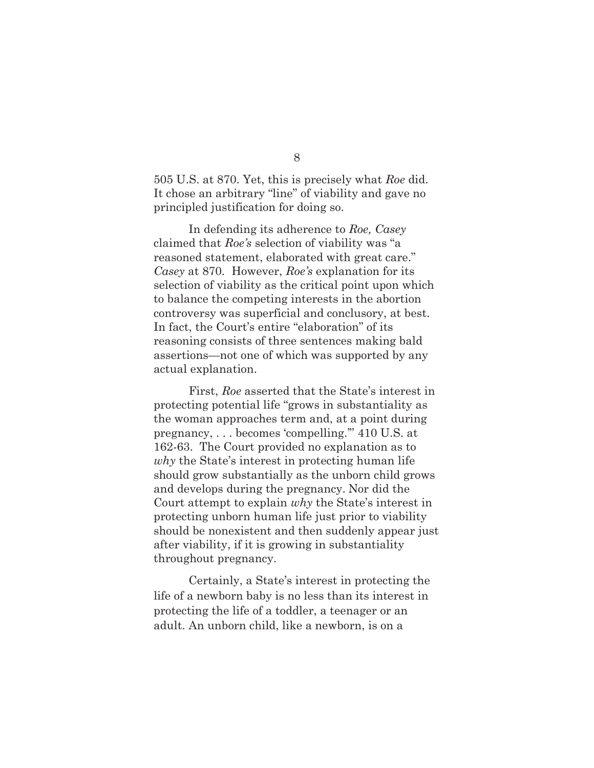505 U.S. at 870. Yet, this is precisely what *Roe* did. It chose an arbitrary "line" of viability and gave no principled justification for doing so.

In defending its adherence to *Roe, Casey* claimed that *Roe's* selection of viability was "a reasoned statement, elaborated with great care." *Casey* at 870. However, *Roe's* explanation for its selection of viability as the critical point upon which to balance the competing interests in the abortion controversy was superficial and conclusory, at best. In fact, the Court's entire "elaboration" of its reasoning consists of three sentences making bald assertions—not one of which was supported by any actual explanation.

First, *Roe* asserted that the State's interest in protecting potential life "grows in substantiality as the woman approaches term and, at a point during pregnancy, . . . becomes 'compelling.'" 410 U.S. at 162-63. The Court provided no explanation as to *why* the State's interest in protecting human life should grow substantially as the unborn child grows and develops during the pregnancy. Nor did the Court attempt to explain *why* the State's interest in protecting unborn human life just prior to viability should be nonexistent and then suddenly appear just after viability, if it is growing in substantiality throughout pregnancy.

Certainly, a State's interest in protecting the life of a newborn baby is no less than its interest in protecting the life of a toddler, a teenager or an adult. An unborn child, like a newborn, is on a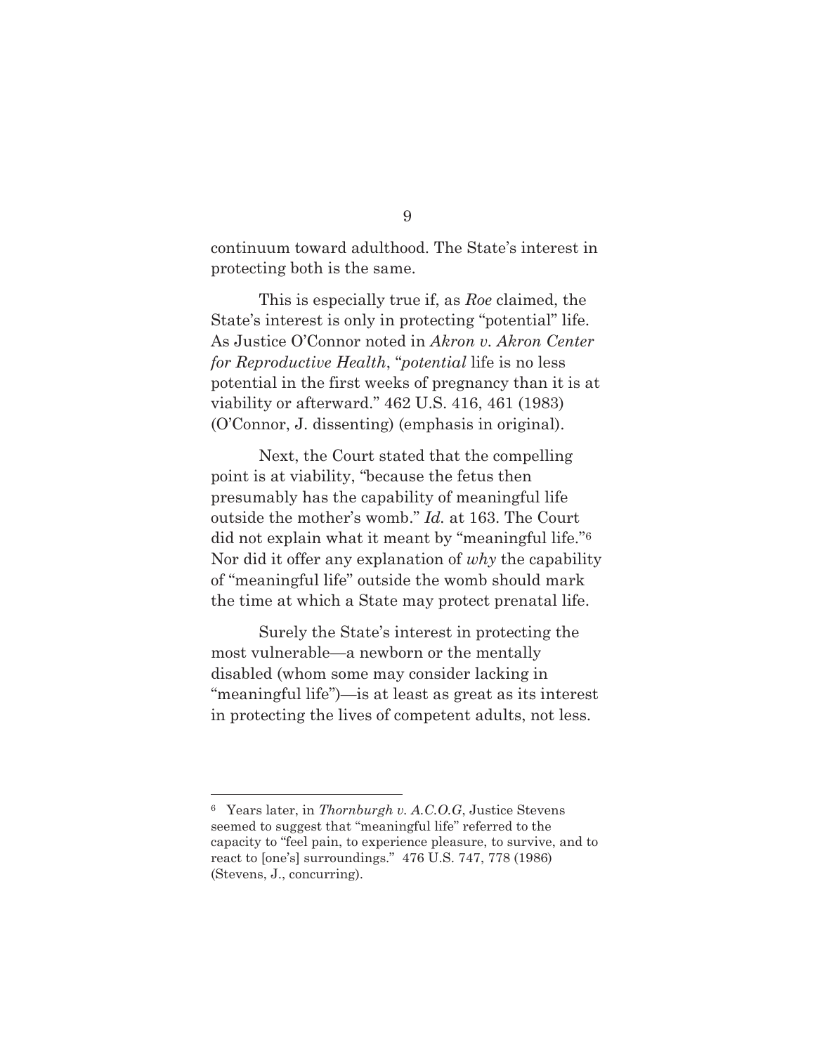continuum toward adulthood. The State's interest in protecting both is the same.

This is especially true if, as *Roe* claimed, the State's interest is only in protecting "potential" life. As Justice O'Connor noted in *Akron v. Akron Center for Reproductive Health*, "*potential* life is no less potential in the first weeks of pregnancy than it is at viability or afterward." 462 U.S. 416, 461 (1983) (O'Connor, J. dissenting) (emphasis in original).

Next, the Court stated that the compelling point is at viability, "because the fetus then presumably has the capability of meaningful life outside the mother's womb." *Id.* at 163. The Court did not explain what it meant by "meaningful life."[6] Nor did it offer any explanation of *why* the capability of "meaningful life" outside the womb should mark the time at which a State may protect prenatal life.

Surely the State's interest in protecting the most vulnerable—a newborn or the mentally disabled (whom some may consider lacking in "meaningful life")—is at least as great as its interest in protecting the lives of competent adults, not less.

---

[6] Years later, in *Thornburgh v. A.C.O.G*, Justice Stevens seemed to suggest that "meaningful life" referred to the capacity to "feel pain, to experience pleasure, to survive, and to react to [one's] surroundings." 476 U.S. 747, 778 (1986) (Stevens, J., concurring).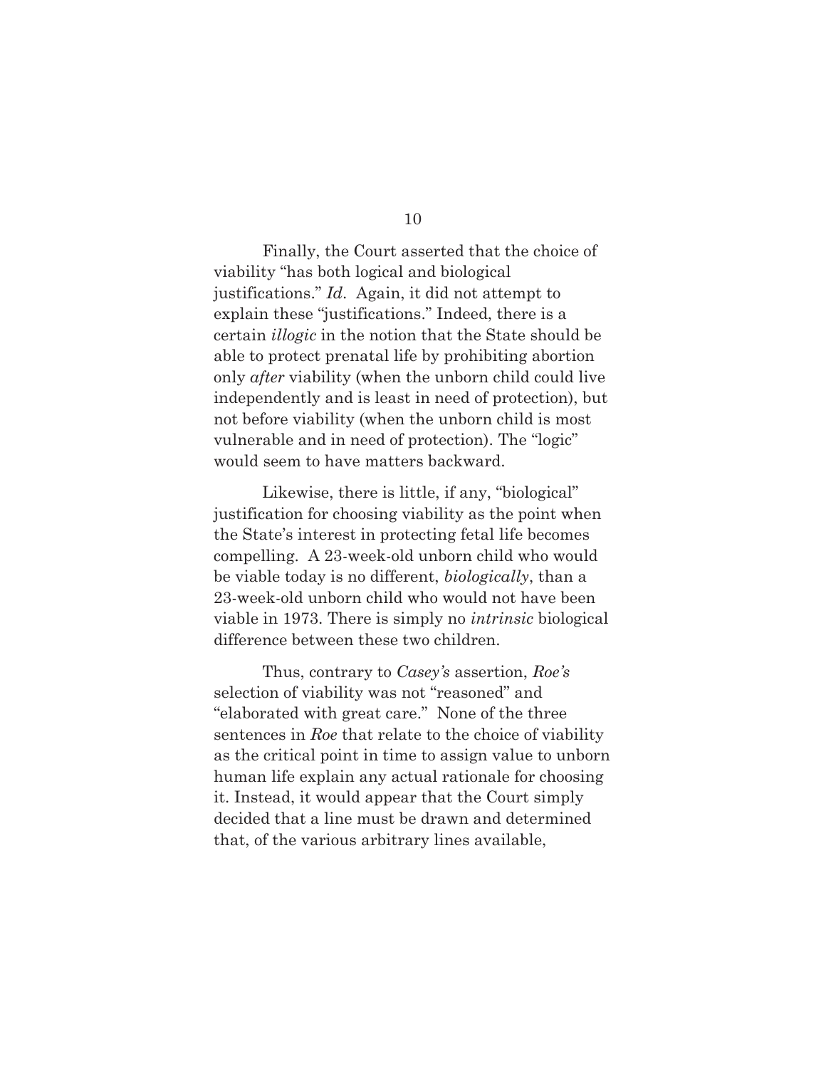Finally, the Court asserted that the choice of viability "has both logical and biological justifications." *Id*. Again, it did not attempt to explain these "justifications." Indeed, there is a certain *illogic* in the notion that the State should be able to protect prenatal life by prohibiting abortion only *after* viability (when the unborn child could live independently and is least in need of protection), but not before viability (when the unborn child is most vulnerable and in need of protection). The "logic" would seem to have matters backward.

Likewise, there is little, if any, "biological" justification for choosing viability as the point when the State's interest in protecting fetal life becomes compelling. A 23-week-old unborn child who would be viable today is no different, *biologically*, than a 23-week-old unborn child who would not have been viable in 1973. There is simply no *intrinsic* biological difference between these two children.

Thus, contrary to *Casey's* assertion, *Roe's* selection of viability was not "reasoned" and "elaborated with great care." None of the three sentences in *Roe* that relate to the choice of viability as the critical point in time to assign value to unborn human life explain any actual rationale for choosing it. Instead, it would appear that the Court simply decided that a line must be drawn and determined that, of the various arbitrary lines available,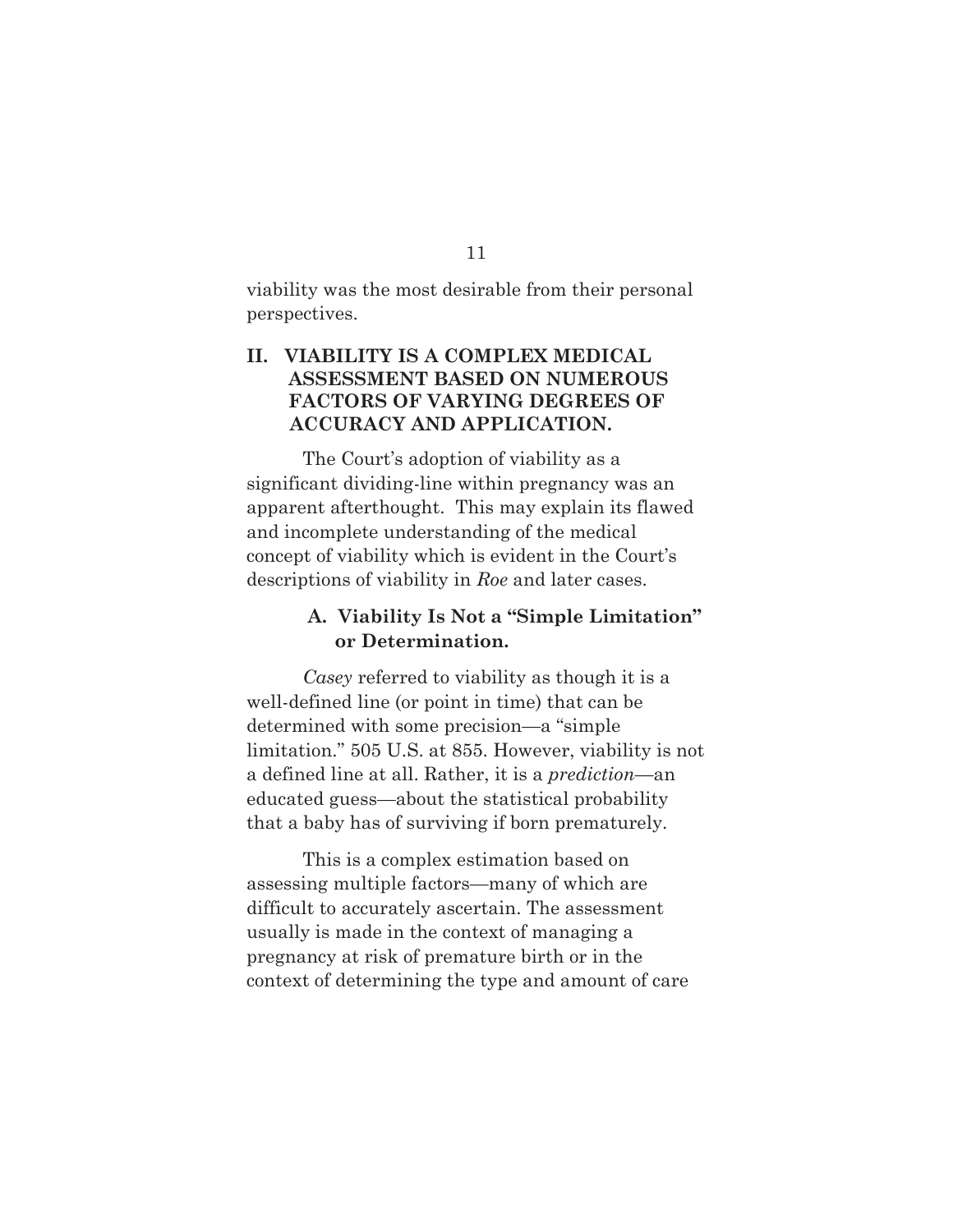viability was the most desirable from their personal perspectives.

## II. VIABILITY IS A COMPLEX MEDICAL ASSESSMENT BASED ON NUMEROUS FACTORS OF VARYING DEGREES OF ACCURACY AND APPLICATION.

The Court's adoption of viability as a significant dividing-line within pregnancy was an apparent afterthought. This may explain its flawed and incomplete understanding of the medical concept of viability which is evident in the Court's descriptions of viability in *Roe* and later cases.

### A. Viability Is Not a "Simple Limitation" or Determination.

*Casey* referred to viability as though it is a well-defined line (or point in time) that can be determined with some precision—a "simple limitation." 505 U.S. at 855. However, viability is not a defined line at all. Rather, it is a *prediction*—an educated guess—about the statistical probability that a baby has of surviving if born prematurely.

This is a complex estimation based on assessing multiple factors—many of which are difficult to accurately ascertain. The assessment usually is made in the context of managing a pregnancy at risk of premature birth or in the context of determining the type and amount of care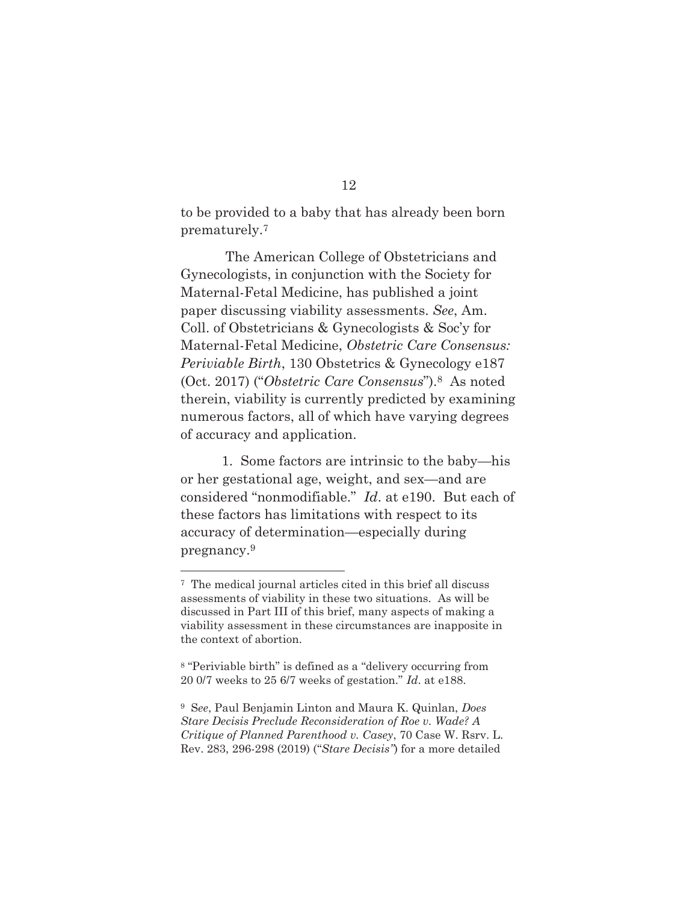to be provided to a baby that has already been born prematurely.[7]

The American College of Obstetricians and Gynecologists, in conjunction with the Society for Maternal-Fetal Medicine, has published a joint paper discussing viability assessments. *See*, Am. Coll. of Obstetricians & Gynecologists & Soc'y for Maternal-Fetal Medicine, *Obstetric Care Consensus: Periviable Birth*, 130 Obstetrics & Gynecology e187 (Oct. 2017) ("*Obstetric Care Consensus*").[8] As noted therein, viability is currently predicted by examining numerous factors, all of which have varying degrees of accuracy and application.

1. Some factors are intrinsic to the baby—his or her gestational age, weight, and sex—and are considered "nonmodifiable." *Id*. at e190. But each of these factors has limitations with respect to its accuracy of determination—especially during pregnancy.[9]

---

[7] The medical journal articles cited in this brief all discuss assessments of viability in these two situations. As will be discussed in Part III of this brief, many aspects of making a viability assessment in these circumstances are inapposite in the context of abortion.

[8] "Periviable birth" is defined as a "delivery occurring from 20 0/7 weeks to 25 6/7 weeks of gestation." *Id*. at e188.

[9] S*ee*, Paul Benjamin Linton and Maura K. Quinlan, *Does Stare Decisis Preclude Reconsideration of Roe v. Wade? A Critique of Planned Parenthood v. Casey*, 70 Case W. Rsrv. L. Rev. 283, 296-298 (2019) ("*Stare Decisis*") for a more detailed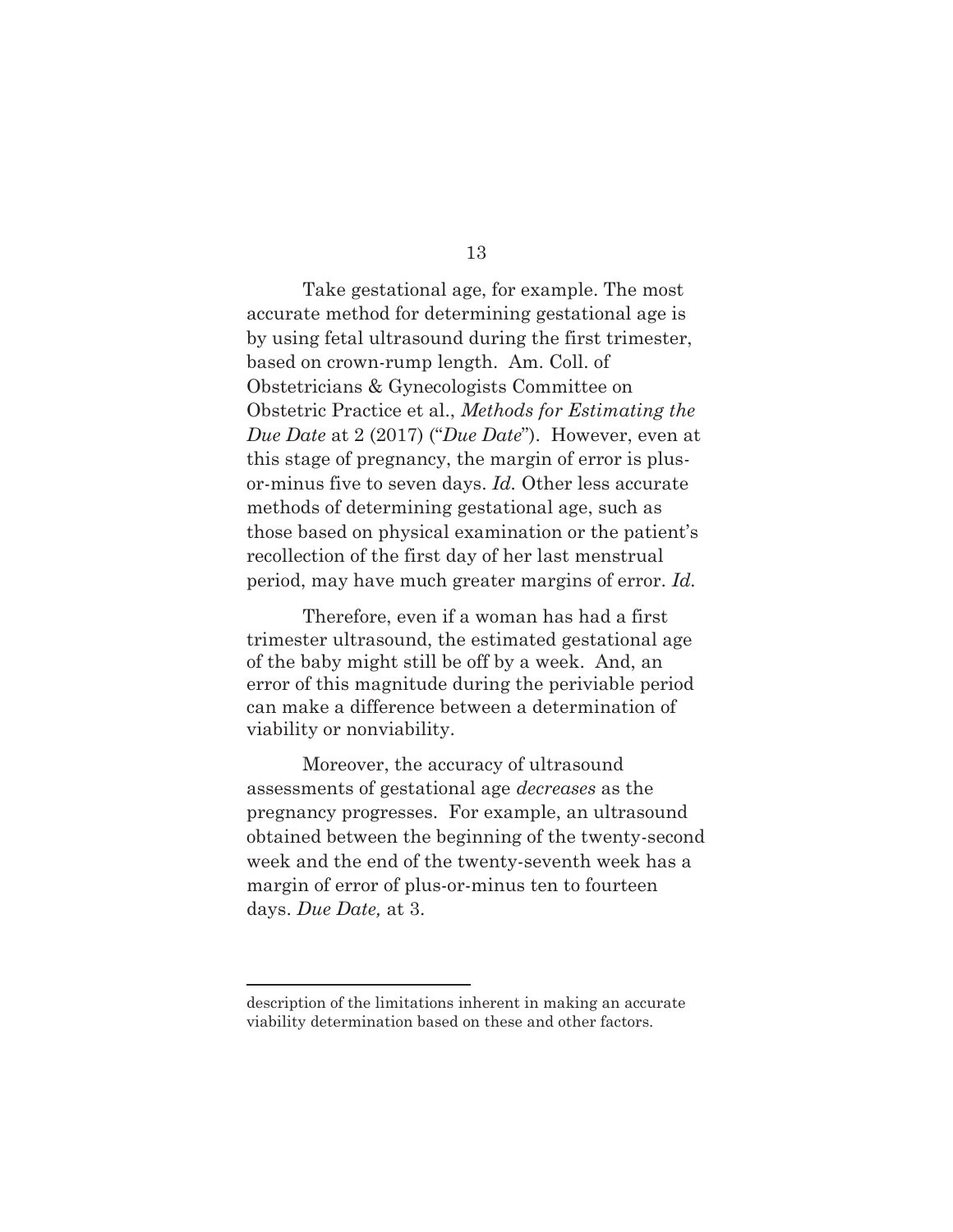Take gestational age, for example. The most accurate method for determining gestational age is by using fetal ultrasound during the first trimester, based on crown-rump length. Am. Coll. of Obstetricians & Gynecologists Committee on Obstetric Practice et al., *Methods for Estimating the Due Date* at 2 (2017) ("*Due Date*"). However, even at this stage of pregnancy, the margin of error is plus-or-minus five to seven days. *Id.* Other less accurate methods of determining gestational age, such as those based on physical examination or the patient's recollection of the first day of her last menstrual period, may have much greater margins of error. *Id.*

Therefore, even if a woman has had a first trimester ultrasound, the estimated gestational age of the baby might still be off by a week. And, an error of this magnitude during the periviable period can make a difference between a determination of viability or nonviability.

Moreover, the accuracy of ultrasound assessments of gestational age *decreases* as the pregnancy progresses. For example, an ultrasound obtained between the beginning of the twenty-second week and the end of the twenty-seventh week has a margin of error of plus-or-minus ten to fourteen days. *Due Date,* at 3.

---

description of the limitations inherent in making an accurate viability determination based on these and other factors.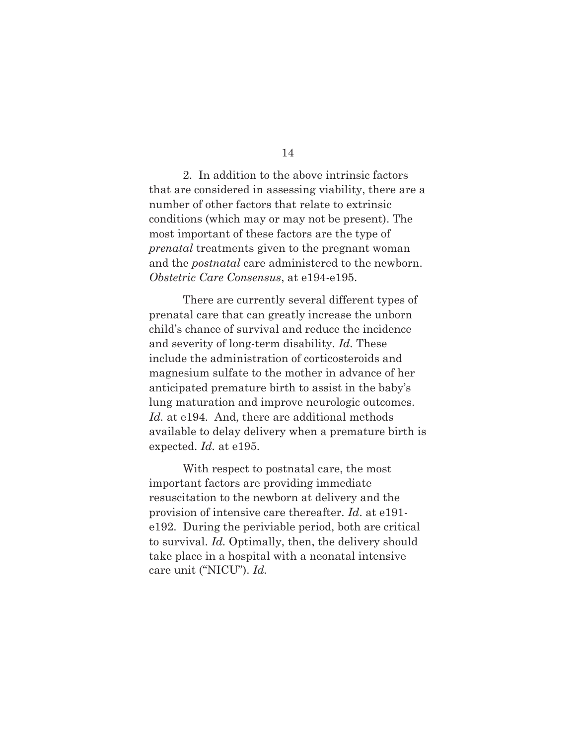2. In addition to the above intrinsic factors that are considered in assessing viability, there are a number of other factors that relate to extrinsic conditions (which may or may not be present). The most important of these factors are the type of *prenatal* treatments given to the pregnant woman and the *postnatal* care administered to the newborn. *Obstetric Care Consensus*, at e194-e195.

There are currently several different types of prenatal care that can greatly increase the unborn child's chance of survival and reduce the incidence and severity of long-term disability. *Id.* These include the administration of corticosteroids and magnesium sulfate to the mother in advance of her anticipated premature birth to assist in the baby's lung maturation and improve neurologic outcomes. *Id.* at e194. And, there are additional methods available to delay delivery when a premature birth is expected. *Id.* at e195.

With respect to postnatal care, the most important factors are providing immediate resuscitation to the newborn at delivery and the provision of intensive care thereafter. *Id*. at e191-e192. During the periviable period, both are critical to survival. *Id.* Optimally, then, the delivery should take place in a hospital with a neonatal intensive care unit ("NICU"). *Id.*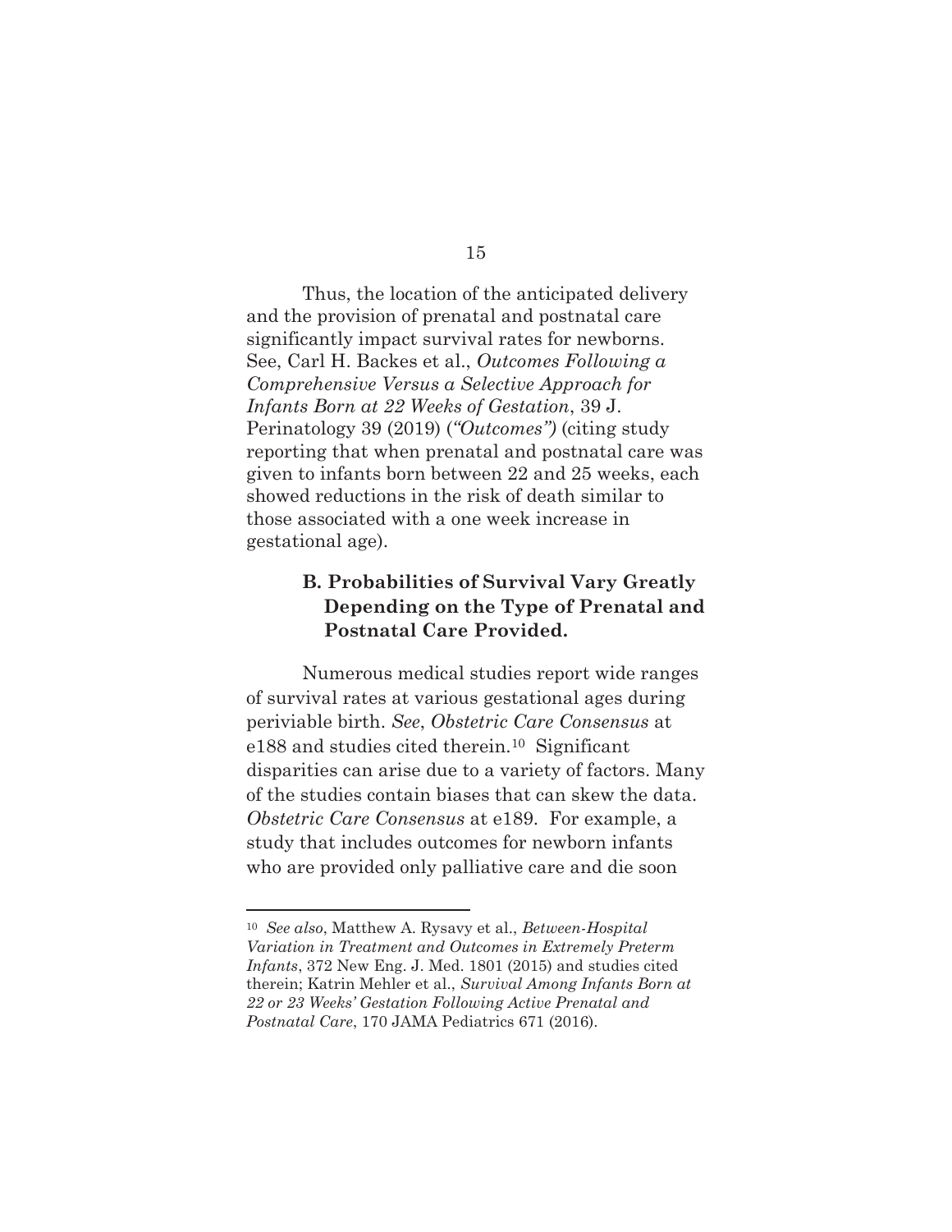Thus, the location of the anticipated delivery and the provision of prenatal and postnatal care significantly impact survival rates for newborns. See, Carl H. Backes et al., *Outcomes Following a Comprehensive Versus a Selective Approach for Infants Born at 22 Weeks of Gestation*, 39 J. Perinatology 39 (2019) (*"Outcomes")* (citing study reporting that when prenatal and postnatal care was given to infants born between 22 and 25 weeks, each showed reductions in the risk of death similar to those associated with a one week increase in gestational age).

### B. Probabilities of Survival Vary Greatly Depending on the Type of Prenatal and Postnatal Care Provided.

Numerous medical studies report wide ranges of survival rates at various gestational ages during periviable birth. *See*, *Obstetric Care Consensus* at e188 and studies cited therein.[10] Significant disparities can arise due to a variety of factors. Many of the studies contain biases that can skew the data. *Obstetric Care Consensus* at e189. For example, a study that includes outcomes for newborn infants who are provided only palliative care and die soon

---

[10] *See also*, Matthew A. Rysavy et al., *Between-Hospital Variation in Treatment and Outcomes in Extremely Preterm Infants*, 372 New Eng. J. Med. 1801 (2015) and studies cited therein; Katrin Mehler et al., *Survival Among Infants Born at 22 or 23 Weeks' Gestation Following Active Prenatal and Postnatal Care*, 170 JAMA Pediatrics 671 (2016).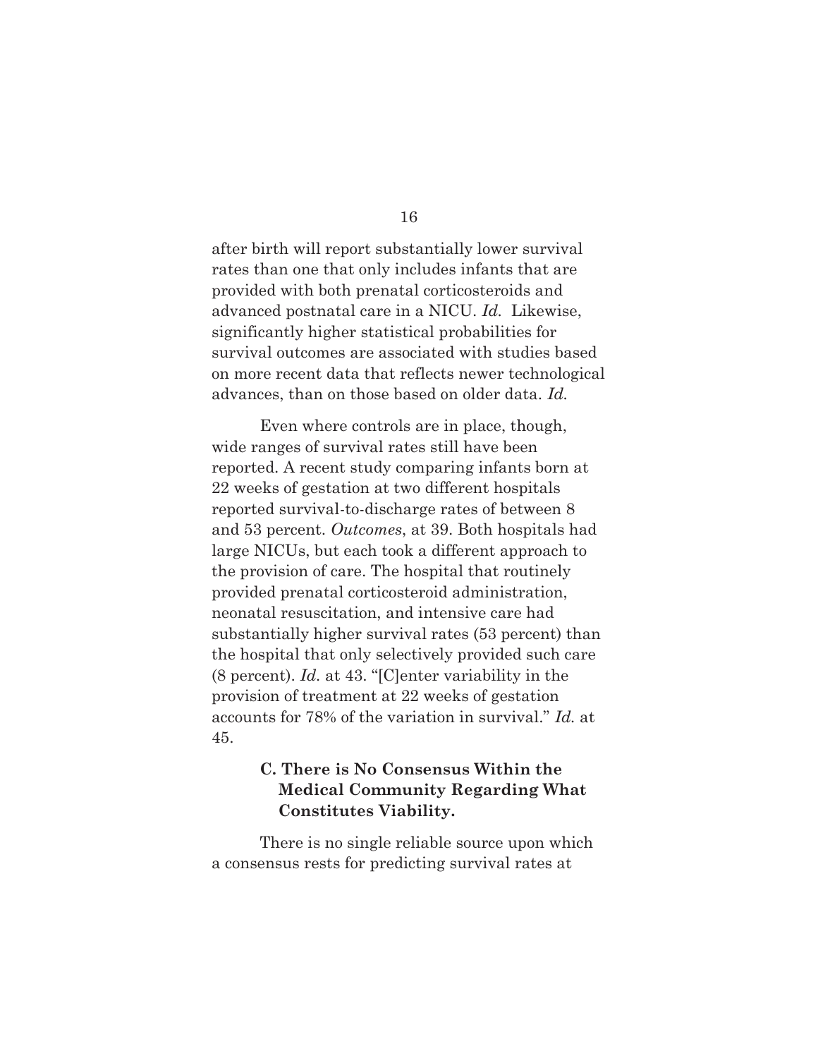after birth will report substantially lower survival rates than one that only includes infants that are provided with both prenatal corticosteroids and advanced postnatal care in a NICU. *Id.* Likewise, significantly higher statistical probabilities for survival outcomes are associated with studies based on more recent data that reflects newer technological advances, than on those based on older data. *Id.*

Even where controls are in place, though, wide ranges of survival rates still have been reported. A recent study comparing infants born at 22 weeks of gestation at two different hospitals reported survival-to-discharge rates of between 8 and 53 percent. *Outcomes*, at 39. Both hospitals had large NICUs, but each took a different approach to the provision of care. The hospital that routinely provided prenatal corticosteroid administration, neonatal resuscitation, and intensive care had substantially higher survival rates (53 percent) than the hospital that only selectively provided such care (8 percent). *Id.* at 43. "[C]enter variability in the provision of treatment at 22 weeks of gestation accounts for 78% of the variation in survival." *Id.* at 45.

### C. There is No Consensus Within the Medical Community Regarding What Constitutes Viability.

There is no single reliable source upon which a consensus rests for predicting survival rates at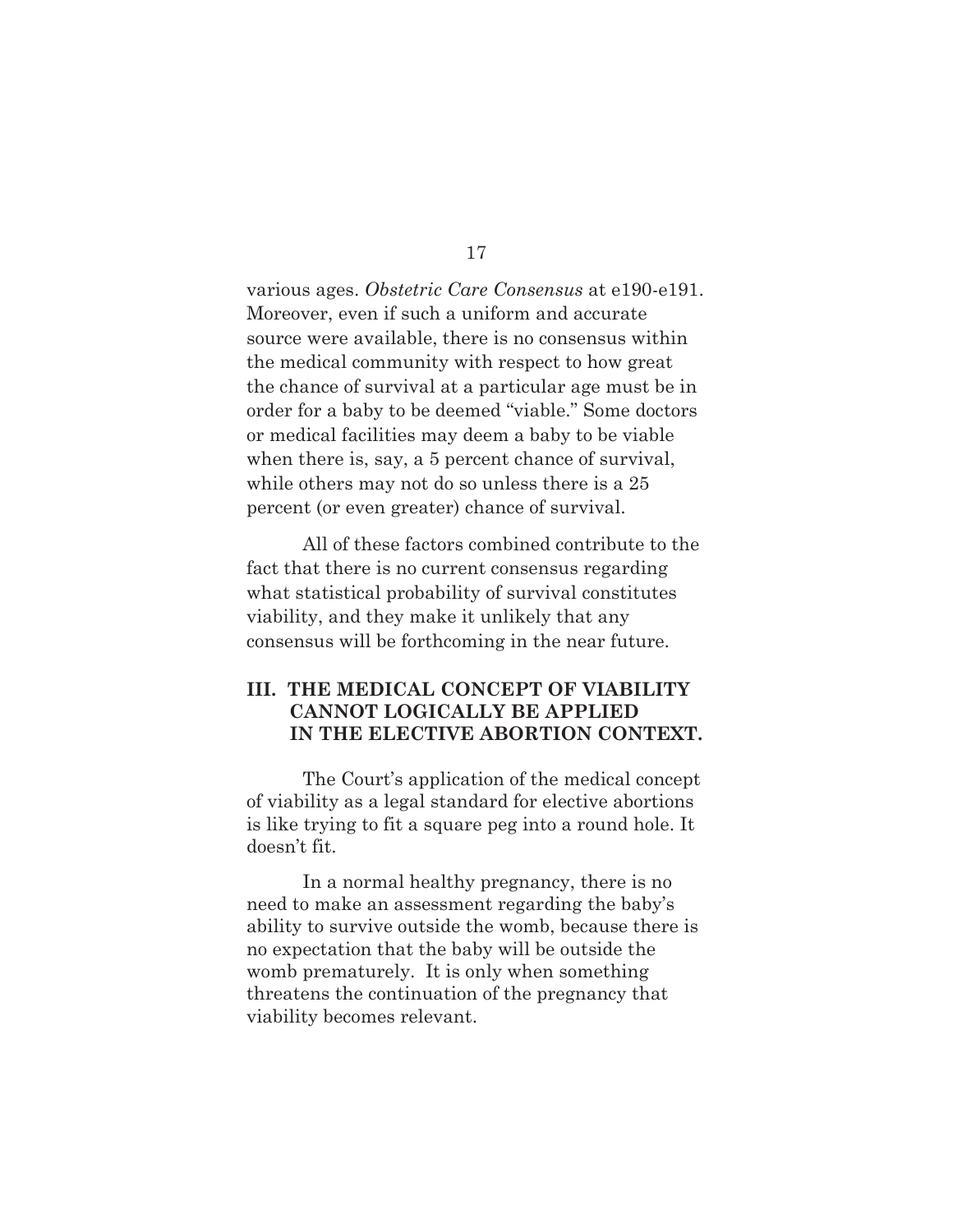various ages. *Obstetric Care Consensus* at e190-e191. Moreover, even if such a uniform and accurate source were available, there is no consensus within the medical community with respect to how great the chance of survival at a particular age must be in order for a baby to be deemed "viable." Some doctors or medical facilities may deem a baby to be viable when there is, say, a 5 percent chance of survival, while others may not do so unless there is a 25 percent (or even greater) chance of survival.

All of these factors combined contribute to the fact that there is no current consensus regarding what statistical probability of survival constitutes viability, and they make it unlikely that any consensus will be forthcoming in the near future.

## III. THE MEDICAL CONCEPT OF VIABILITY CANNOT LOGICALLY BE APPLIED IN THE ELECTIVE ABORTION CONTEXT.

The Court's application of the medical concept of viability as a legal standard for elective abortions is like trying to fit a square peg into a round hole. It doesn't fit.

In a normal healthy pregnancy, there is no need to make an assessment regarding the baby's ability to survive outside the womb, because there is no expectation that the baby will be outside the womb prematurely. It is only when something threatens the continuation of the pregnancy that viability becomes relevant.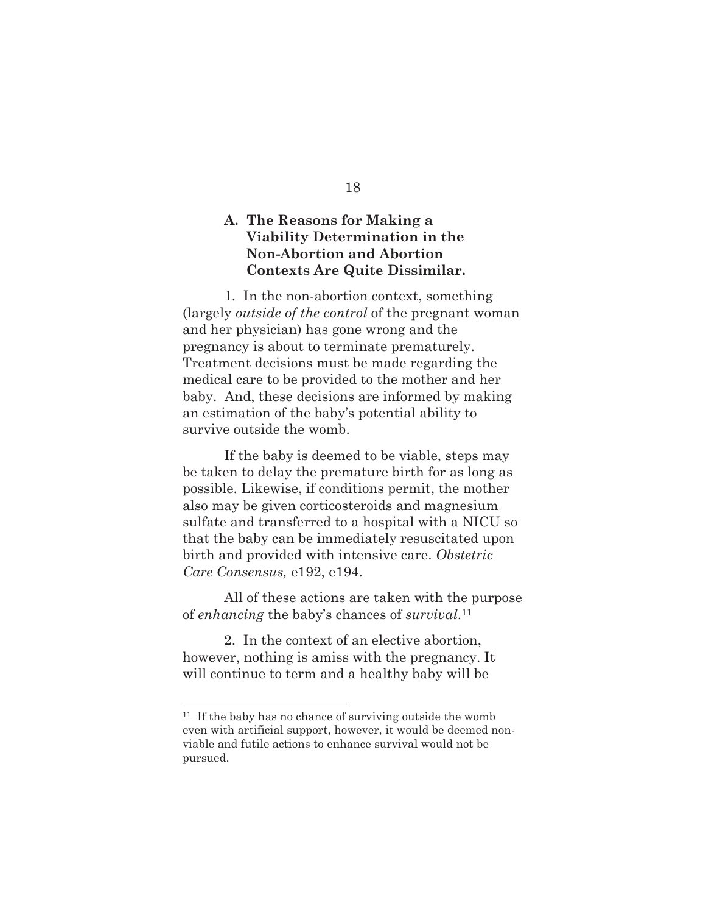### A. The Reasons for Making a Viability Determination in the Non-Abortion and Abortion Contexts Are Quite Dissimilar.

1. In the non-abortion context, something (largely *outside of the control* of the pregnant woman and her physician) has gone wrong and the pregnancy is about to terminate prematurely. Treatment decisions must be made regarding the medical care to be provided to the mother and her baby. And, these decisions are informed by making an estimation of the baby's potential ability to survive outside the womb.

If the baby is deemed to be viable, steps may be taken to delay the premature birth for as long as possible. Likewise, if conditions permit, the mother also may be given corticosteroids and magnesium sulfate and transferred to a hospital with a NICU so that the baby can be immediately resuscitated upon birth and provided with intensive care. *Obstetric Care Consensus,* e192, e194.

All of these actions are taken with the purpose of *enhancing* the baby's chances of *survival*.[11]

2. In the context of an elective abortion, however, nothing is amiss with the pregnancy. It will continue to term and a healthy baby will be

---

[11] If the baby has no chance of surviving outside the womb even with artificial support, however, it would be deemed non-viable and futile actions to enhance survival would not be pursued.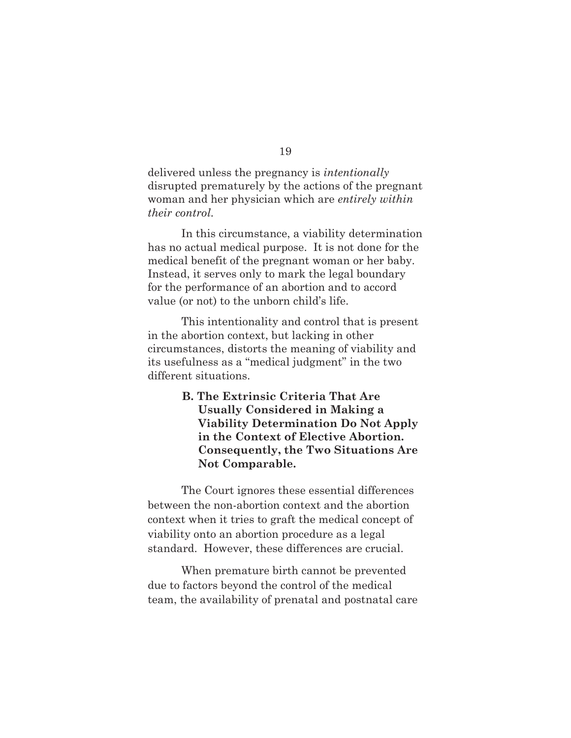delivered unless the pregnancy is *intentionally* disrupted prematurely by the actions of the pregnant woman and her physician which are *entirely within their control.*

In this circumstance, a viability determination has no actual medical purpose. It is not done for the medical benefit of the pregnant woman or her baby. Instead, it serves only to mark the legal boundary for the performance of an abortion and to accord value (or not) to the unborn child's life.

This intentionality and control that is present in the abortion context, but lacking in other circumstances, distorts the meaning of viability and its usefulness as a "medical judgment" in the two different situations.

### B. The Extrinsic Criteria That Are Usually Considered in Making a Viability Determination Do Not Apply in the Context of Elective Abortion. Consequently, the Two Situations Are Not Comparable.

The Court ignores these essential differences between the non-abortion context and the abortion context when it tries to graft the medical concept of viability onto an abortion procedure as a legal standard. However, these differences are crucial.

When premature birth cannot be prevented due to factors beyond the control of the medical team, the availability of prenatal and postnatal care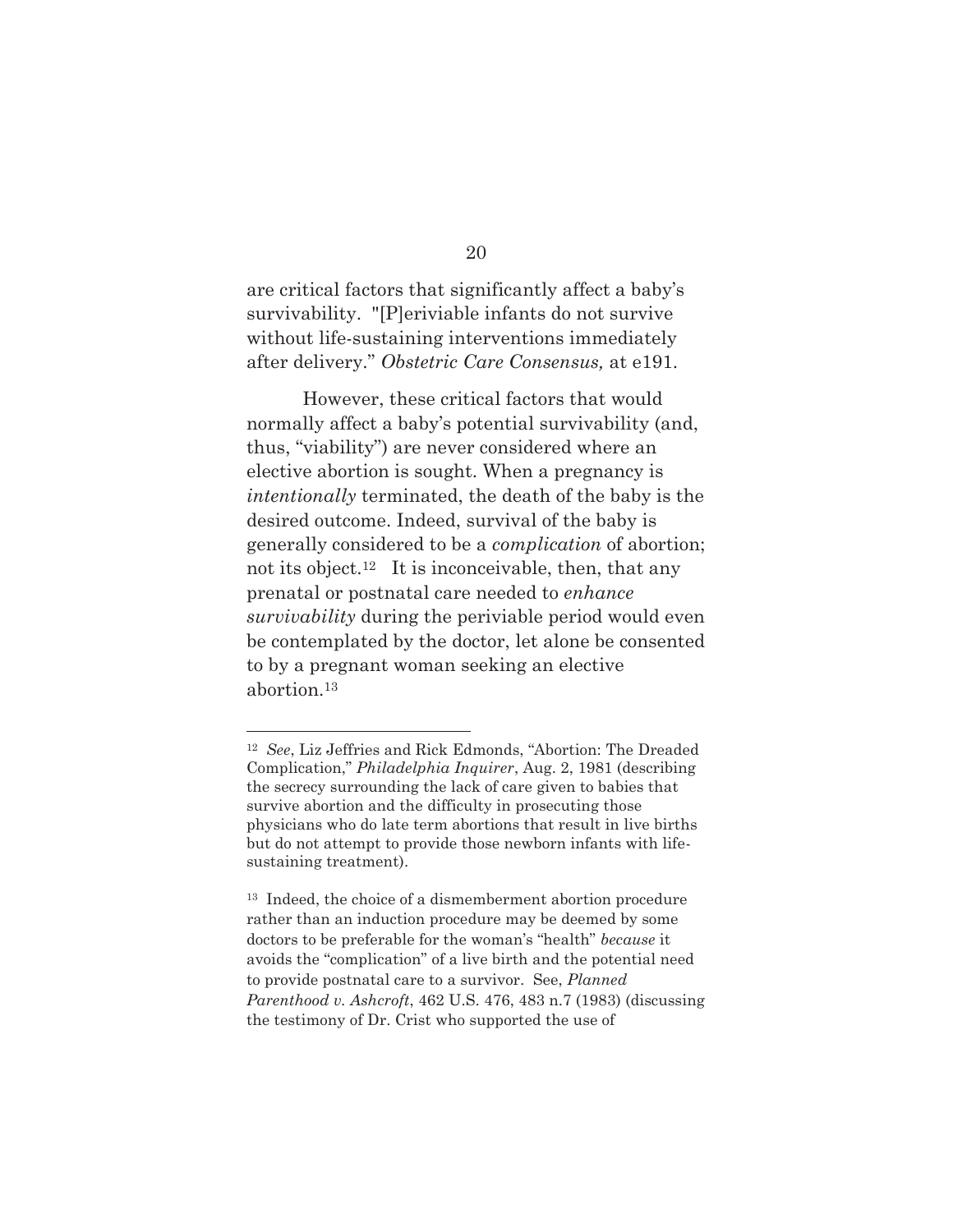are critical factors that significantly affect a baby's survivability. "[P]eriviable infants do not survive without life-sustaining interventions immediately after delivery." *Obstetric Care Consensus,* at e191.

However, these critical factors that would normally affect a baby's potential survivability (and, thus, "viability") are never considered where an elective abortion is sought. When a pregnancy is *intentionally* terminated, the death of the baby is the desired outcome. Indeed, survival of the baby is generally considered to be a *complication* of abortion; not its object.[12] It is inconceivable, then, that any prenatal or postnatal care needed to *enhance survivability* during the periviable period would even be contemplated by the doctor, let alone be consented to by a pregnant woman seeking an elective abortion.[13]

---

[12] *See*, Liz Jeffries and Rick Edmonds, "Abortion: The Dreaded Complication," *Philadelphia Inquirer*, Aug. 2, 1981 (describing the secrecy surrounding the lack of care given to babies that survive abortion and the difficulty in prosecuting those physicians who do late term abortions that result in live births but do not attempt to provide those newborn infants with life-sustaining treatment).

[13] Indeed, the choice of a dismemberment abortion procedure rather than an induction procedure may be deemed by some doctors to be preferable for the woman's "health" *because* it avoids the "complication" of a live birth and the potential need to provide postnatal care to a survivor. See, *Planned Parenthood v. Ashcroft*, 462 U.S. 476, 483 n.7 (1983) (discussing the testimony of Dr. Crist who supported the use of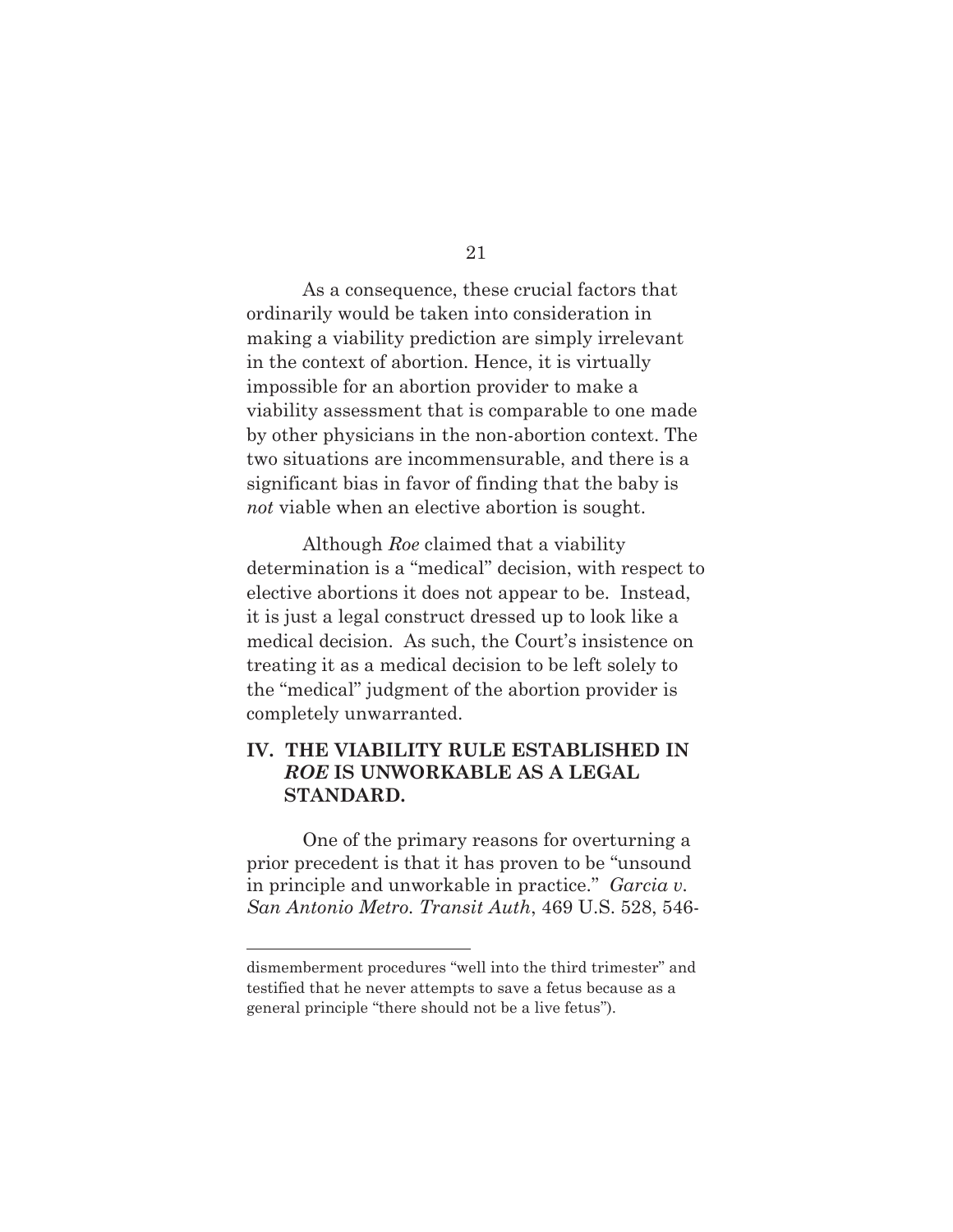As a consequence, these crucial factors that ordinarily would be taken into consideration in making a viability prediction are simply irrelevant in the context of abortion. Hence, it is virtually impossible for an abortion provider to make a viability assessment that is comparable to one made by other physicians in the non-abortion context. The two situations are incommensurable, and there is a significant bias in favor of finding that the baby is *not* viable when an elective abortion is sought.

Although *Roe* claimed that a viability determination is a "medical" decision, with respect to elective abortions it does not appear to be. Instead, it is just a legal construct dressed up to look like a medical decision. As such, the Court's insistence on treating it as a medical decision to be left solely to the "medical" judgment of the abortion provider is completely unwarranted.

## IV. THE VIABILITY RULE ESTABLISHED IN *ROE* IS UNWORKABLE AS A LEGAL STANDARD.

One of the primary reasons for overturning a prior precedent is that it has proven to be "unsound in principle and unworkable in practice." *Garcia v. San Antonio Metro. Transit Auth*, 469 U.S. 528, 546-

---

dismemberment procedures "well into the third trimester" and testified that he never attempts to save a fetus because as a general principle "there should not be a live fetus").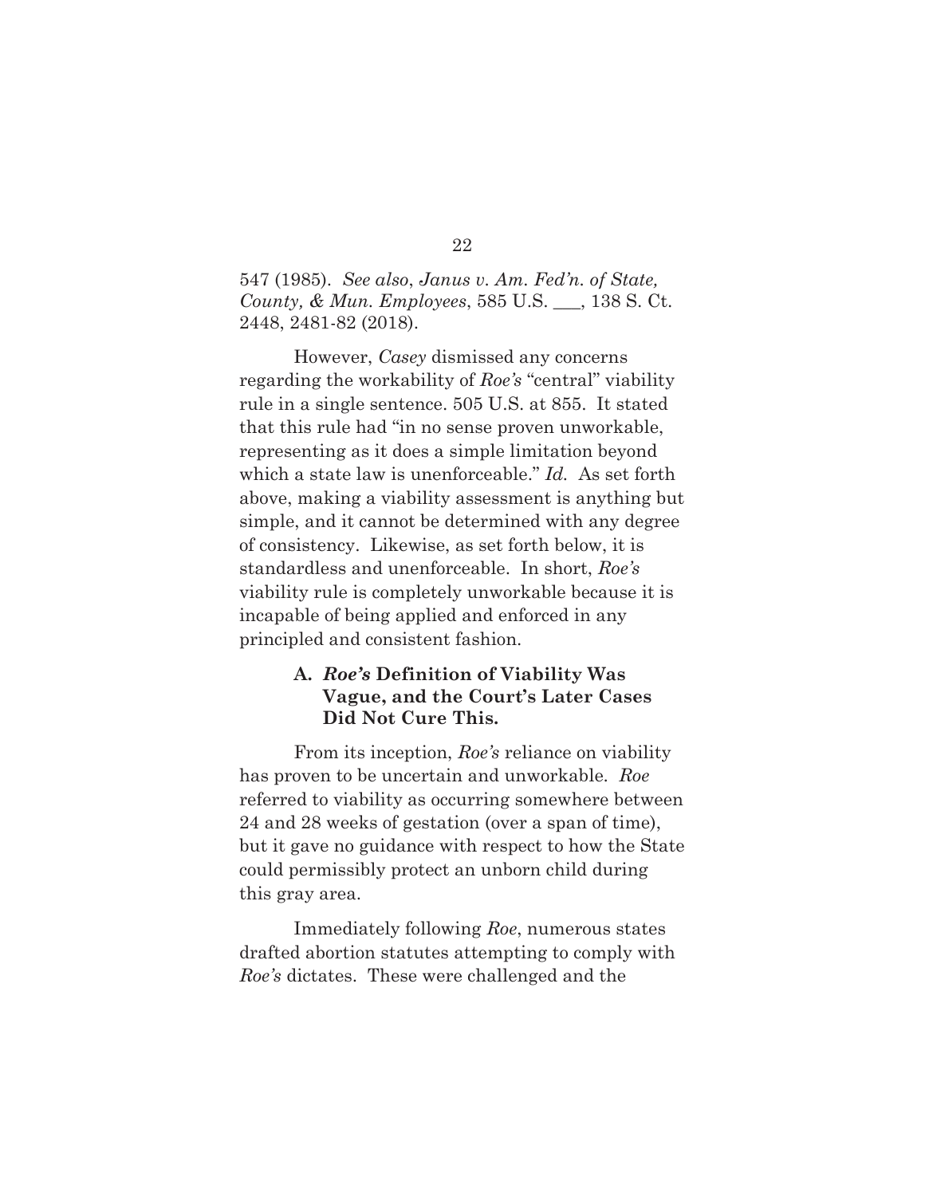547 (1985). *See also*, *Janus v. Am. Fed'n. of State, County, & Mun. Employees*, 585 U.S. ___, 138 S. Ct. 2448, 2481-82 (2018).

However, *Casey* dismissed any concerns regarding the workability of *Roe's* "central" viability rule in a single sentence. 505 U.S. at 855. It stated that this rule had "in no sense proven unworkable, representing as it does a simple limitation beyond which a state law is unenforceable." *Id.* As set forth above, making a viability assessment is anything but simple, and it cannot be determined with any degree of consistency. Likewise, as set forth below, it is standardless and unenforceable. In short, *Roe's* viability rule is completely unworkable because it is incapable of being applied and enforced in any principled and consistent fashion.

### A. *Roe's* Definition of Viability Was Vague, and the Court's Later Cases Did Not Cure This.

From its inception, *Roe's* reliance on viability has proven to be uncertain and unworkable. *Roe* referred to viability as occurring somewhere between 24 and 28 weeks of gestation (over a span of time), but it gave no guidance with respect to how the State could permissibly protect an unborn child during this gray area.

Immediately following *Roe*, numerous states drafted abortion statutes attempting to comply with *Roe's* dictates. These were challenged and the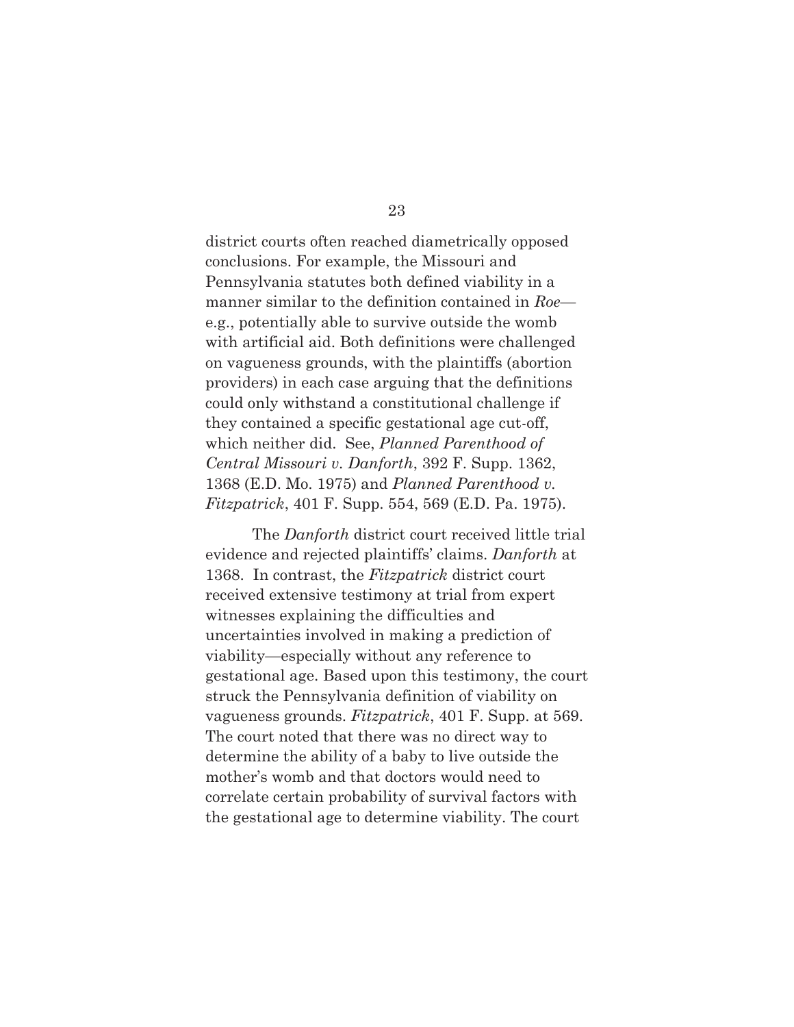district courts often reached diametrically opposed conclusions. For example, the Missouri and Pennsylvania statutes both defined viability in a manner similar to the definition contained in *Roe*—e.g., potentially able to survive outside the womb with artificial aid. Both definitions were challenged on vagueness grounds, with the plaintiffs (abortion providers) in each case arguing that the definitions could only withstand a constitutional challenge if they contained a specific gestational age cut-off, which neither did. See, *Planned Parenthood of Central Missouri v. Danforth*, 392 F. Supp. 1362, 1368 (E.D. Mo. 1975) and *Planned Parenthood v. Fitzpatrick*, 401 F. Supp. 554, 569 (E.D. Pa. 1975).

The *Danforth* district court received little trial evidence and rejected plaintiffs' claims. *Danforth* at 1368. In contrast, the *Fitzpatrick* district court received extensive testimony at trial from expert witnesses explaining the difficulties and uncertainties involved in making a prediction of viability—especially without any reference to gestational age. Based upon this testimony, the court struck the Pennsylvania definition of viability on vagueness grounds. *Fitzpatrick*, 401 F. Supp. at 569. The court noted that there was no direct way to determine the ability of a baby to live outside the mother's womb and that doctors would need to correlate certain probability of survival factors with the gestational age to determine viability. The court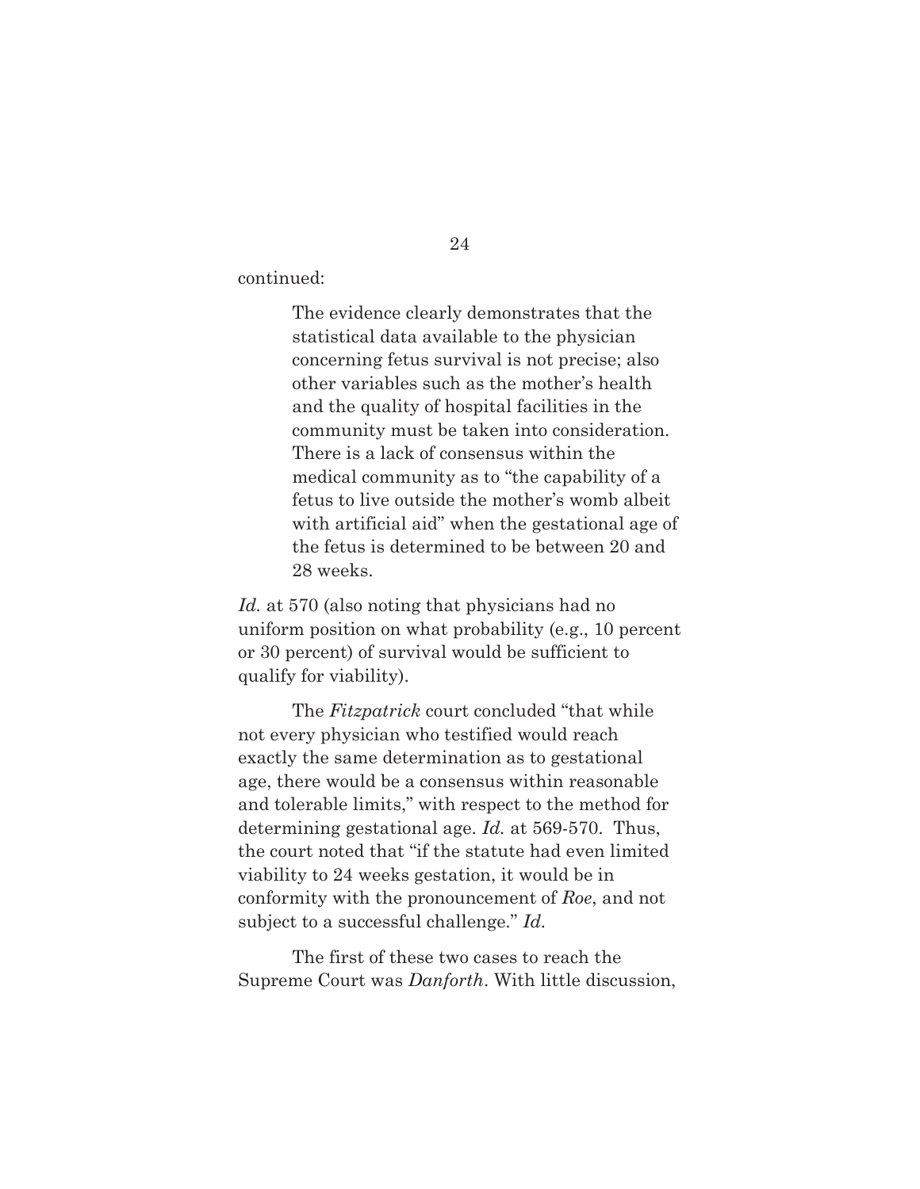continued:

> The evidence clearly demonstrates that the statistical data available to the physician concerning fetus survival is not precise; also other variables such as the mother's health and the quality of hospital facilities in the community must be taken into consideration. There is a lack of consensus within the medical community as to "the capability of a fetus to live outside the mother's womb albeit with artificial aid" when the gestational age of the fetus is determined to be between 20 and 28 weeks.

*Id.* at 570 (also noting that physicians had no uniform position on what probability (e.g., 10 percent or 30 percent) of survival would be sufficient to qualify for viability).

The *Fitzpatrick* court concluded "that while not every physician who testified would reach exactly the same determination as to gestational age, there would be a consensus within reasonable and tolerable limits," with respect to the method for determining gestational age. *Id.* at 569-570. Thus, the court noted that "if the statute had even limited viability to 24 weeks gestation, it would be in conformity with the pronouncement of *Roe*, and not subject to a successful challenge." *Id.*

The first of these two cases to reach the Supreme Court was *Danforth*. With little discussion,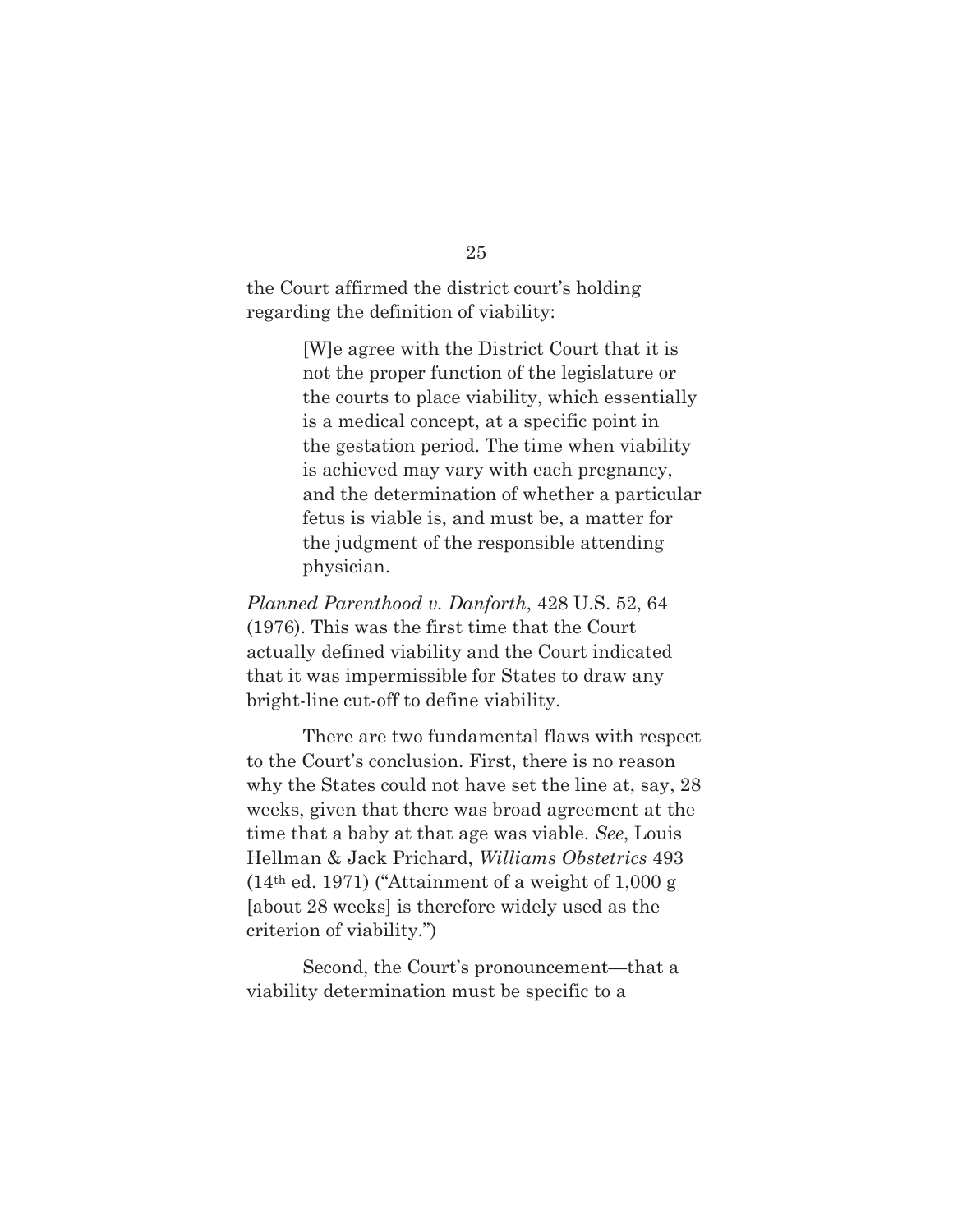the Court affirmed the district court's holding regarding the definition of viability:

> [W]e agree with the District Court that it is not the proper function of the legislature or the courts to place viability, which essentially is a medical concept, at a specific point in the gestation period. The time when viability is achieved may vary with each pregnancy, and the determination of whether a particular fetus is viable is, and must be, a matter for the judgment of the responsible attending physician.

*Planned Parenthood v. Danforth*, 428 U.S. 52, 64 (1976). This was the first time that the Court actually defined viability and the Court indicated that it was impermissible for States to draw any bright-line cut-off to define viability.

There are two fundamental flaws with respect to the Court's conclusion. First, there is no reason why the States could not have set the line at, say, 28 weeks, given that there was broad agreement at the time that a baby at that age was viable. *See*, Louis Hellman & Jack Prichard, *Williams Obstetrics* 493 (14th ed. 1971) ("Attainment of a weight of 1,000 g [about 28 weeks] is therefore widely used as the criterion of viability.")

Second, the Court's pronouncement—that a viability determination must be specific to a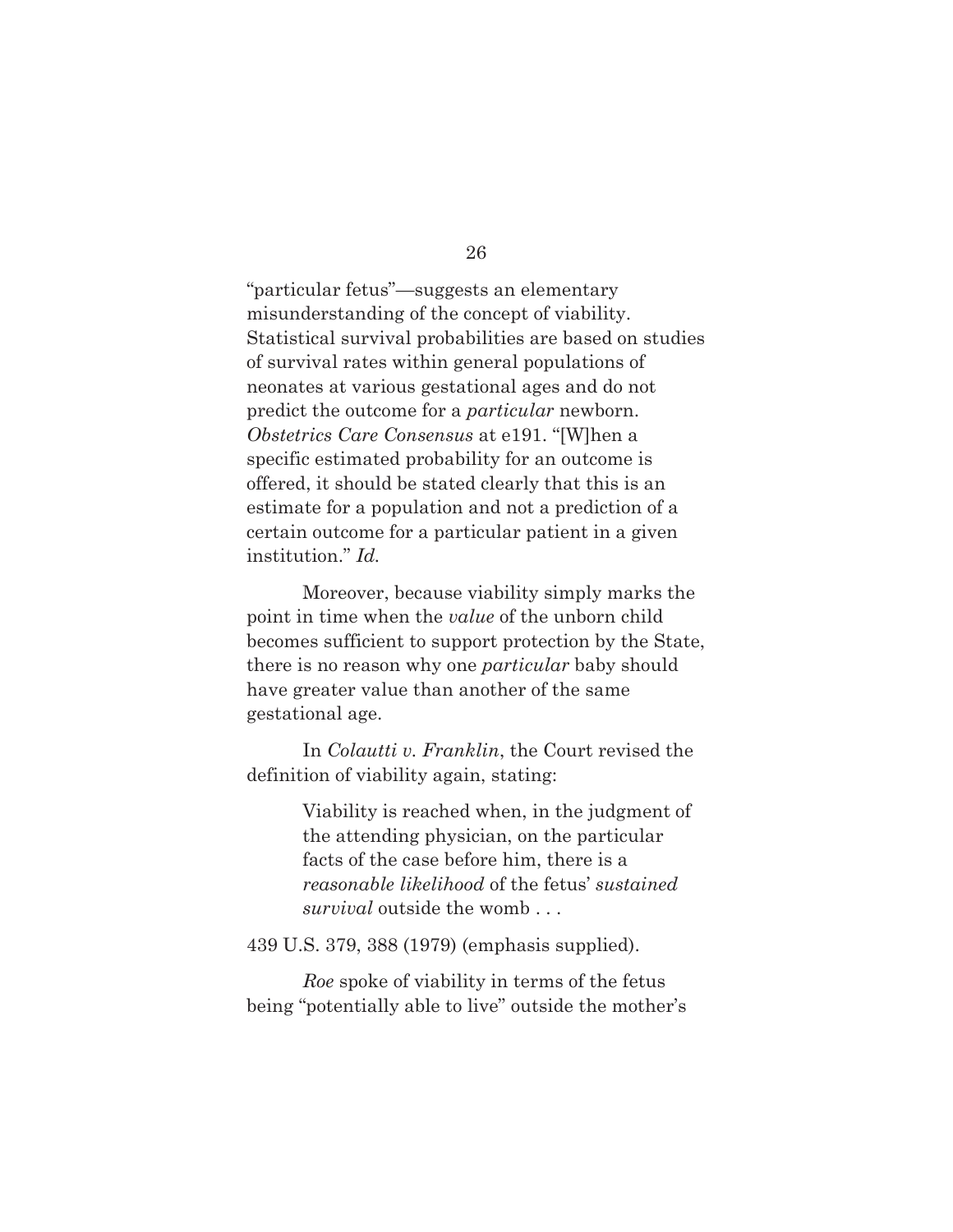"particular fetus"—suggests an elementary misunderstanding of the concept of viability. Statistical survival probabilities are based on studies of survival rates within general populations of neonates at various gestational ages and do not predict the outcome for a *particular* newborn. *Obstetrics Care Consensus* at e191. "[W]hen a specific estimated probability for an outcome is offered, it should be stated clearly that this is an estimate for a population and not a prediction of a certain outcome for a particular patient in a given institution." *Id.*

Moreover, because viability simply marks the point in time when the *value* of the unborn child becomes sufficient to support protection by the State, there is no reason why one *particular* baby should have greater value than another of the same gestational age.

In *Colautti v. Franklin*, the Court revised the definition of viability again, stating:

> Viability is reached when, in the judgment of the attending physician, on the particular facts of the case before him, there is a *reasonable likelihood* of the fetus' *sustained survival* outside the womb . . .

439 U.S. 379, 388 (1979) (emphasis supplied).

*Roe* spoke of viability in terms of the fetus being "potentially able to live" outside the mother's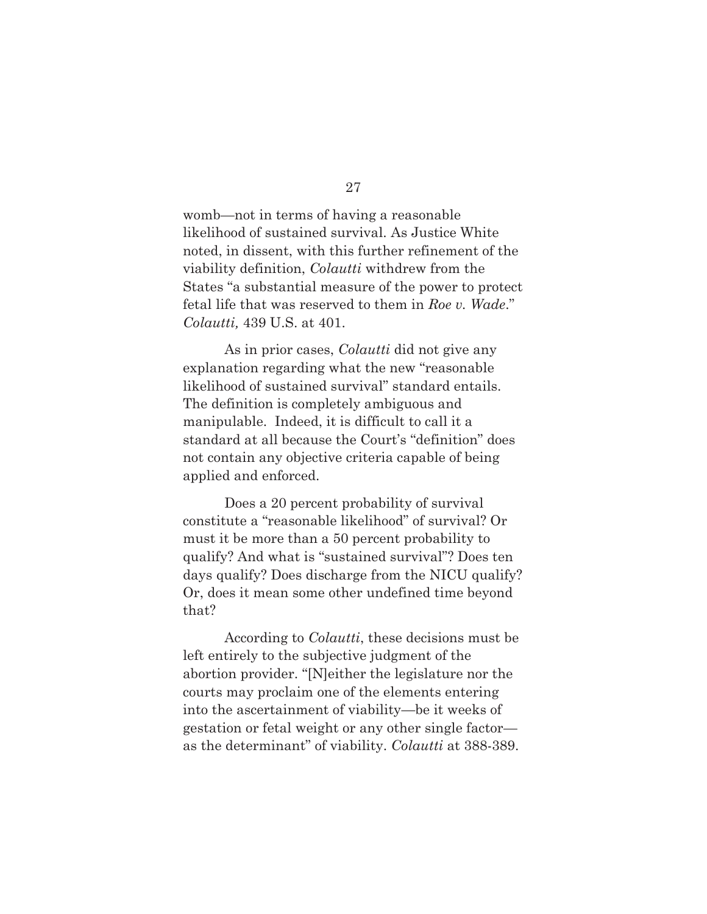womb—not in terms of having a reasonable likelihood of sustained survival. As Justice White noted, in dissent, with this further refinement of the viability definition, *Colautti* withdrew from the States "a substantial measure of the power to protect fetal life that was reserved to them in *Roe v. Wade*." *Colautti,* 439 U.S. at 401.

As in prior cases, *Colautti* did not give any explanation regarding what the new "reasonable likelihood of sustained survival" standard entails. The definition is completely ambiguous and manipulable. Indeed, it is difficult to call it a standard at all because the Court's "definition" does not contain any objective criteria capable of being applied and enforced.

Does a 20 percent probability of survival constitute a "reasonable likelihood" of survival? Or must it be more than a 50 percent probability to qualify? And what is "sustained survival"? Does ten days qualify? Does discharge from the NICU qualify? Or, does it mean some other undefined time beyond that?

According to *Colautti*, these decisions must be left entirely to the subjective judgment of the abortion provider. "[N]either the legislature nor the courts may proclaim one of the elements entering into the ascertainment of viability—be it weeks of gestation or fetal weight or any other single factor—as the determinant" of viability. *Colautti* at 388-389.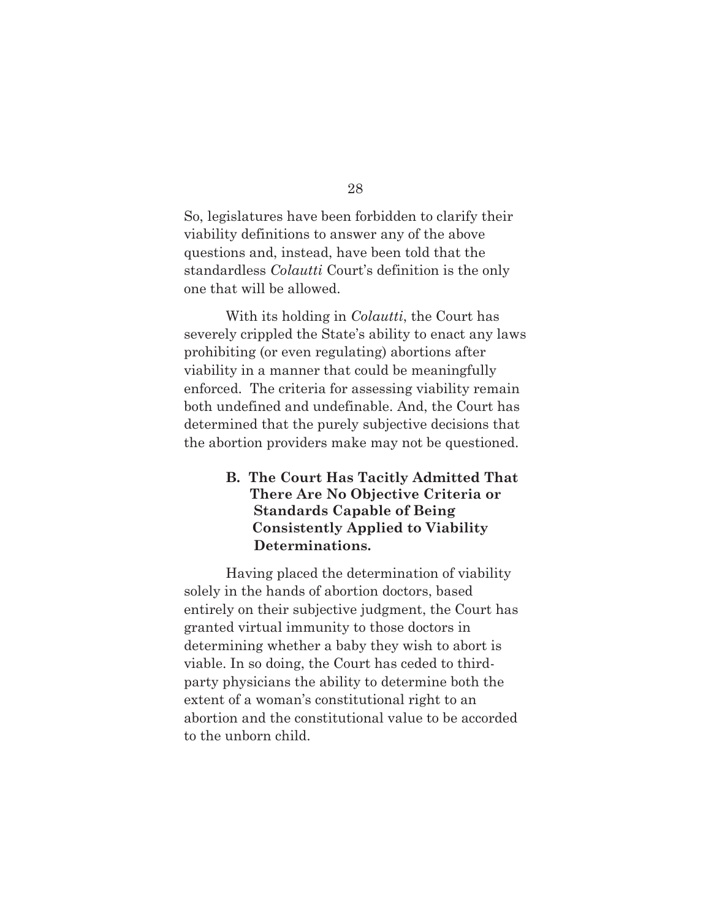So, legislatures have been forbidden to clarify their viability definitions to answer any of the above questions and, instead, have been told that the standardless *Colautti* Court's definition is the only one that will be allowed.

With its holding in *Colautti*, the Court has severely crippled the State's ability to enact any laws prohibiting (or even regulating) abortions after viability in a manner that could be meaningfully enforced. The criteria for assessing viability remain both undefined and undefinable. And, the Court has determined that the purely subjective decisions that the abortion providers make may not be questioned.

### B. The Court Has Tacitly Admitted That There Are No Objective Criteria or Standards Capable of Being Consistently Applied to Viability Determinations.

Having placed the determination of viability solely in the hands of abortion doctors, based entirely on their subjective judgment, the Court has granted virtual immunity to those doctors in determining whether a baby they wish to abort is viable. In so doing, the Court has ceded to third-party physicians the ability to determine both the extent of a woman's constitutional right to an abortion and the constitutional value to be accorded to the unborn child.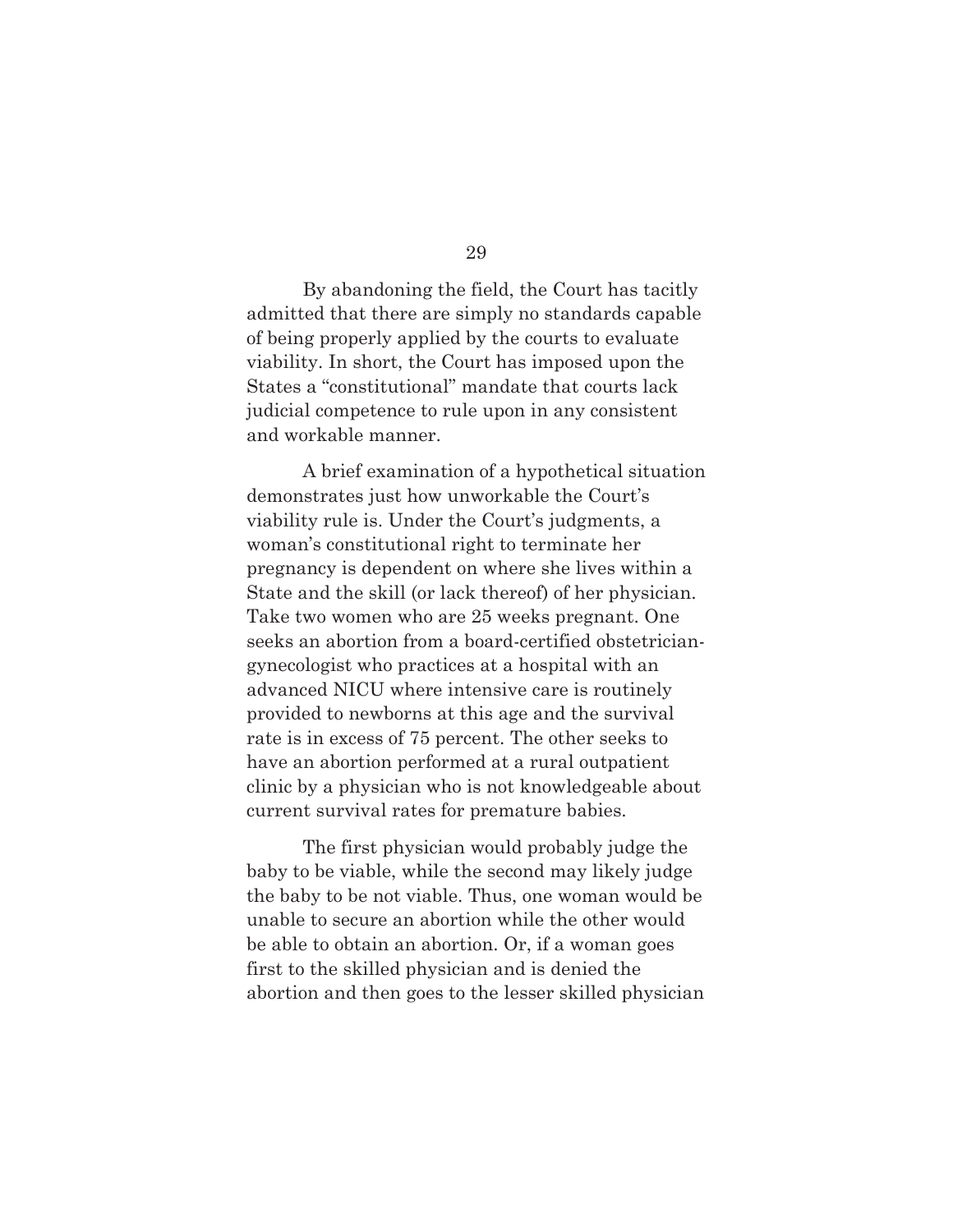By abandoning the field, the Court has tacitly admitted that there are simply no standards capable of being properly applied by the courts to evaluate viability. In short, the Court has imposed upon the States a "constitutional" mandate that courts lack judicial competence to rule upon in any consistent and workable manner.

A brief examination of a hypothetical situation demonstrates just how unworkable the Court's viability rule is. Under the Court's judgments, a woman's constitutional right to terminate her pregnancy is dependent on where she lives within a State and the skill (or lack thereof) of her physician. Take two women who are 25 weeks pregnant. One seeks an abortion from a board-certified obstetrician-gynecologist who practices at a hospital with an advanced NICU where intensive care is routinely provided to newborns at this age and the survival rate is in excess of 75 percent. The other seeks to have an abortion performed at a rural outpatient clinic by a physician who is not knowledgeable about current survival rates for premature babies.

The first physician would probably judge the baby to be viable, while the second may likely judge the baby to be not viable. Thus, one woman would be unable to secure an abortion while the other would be able to obtain an abortion. Or, if a woman goes first to the skilled physician and is denied the abortion and then goes to the lesser skilled physician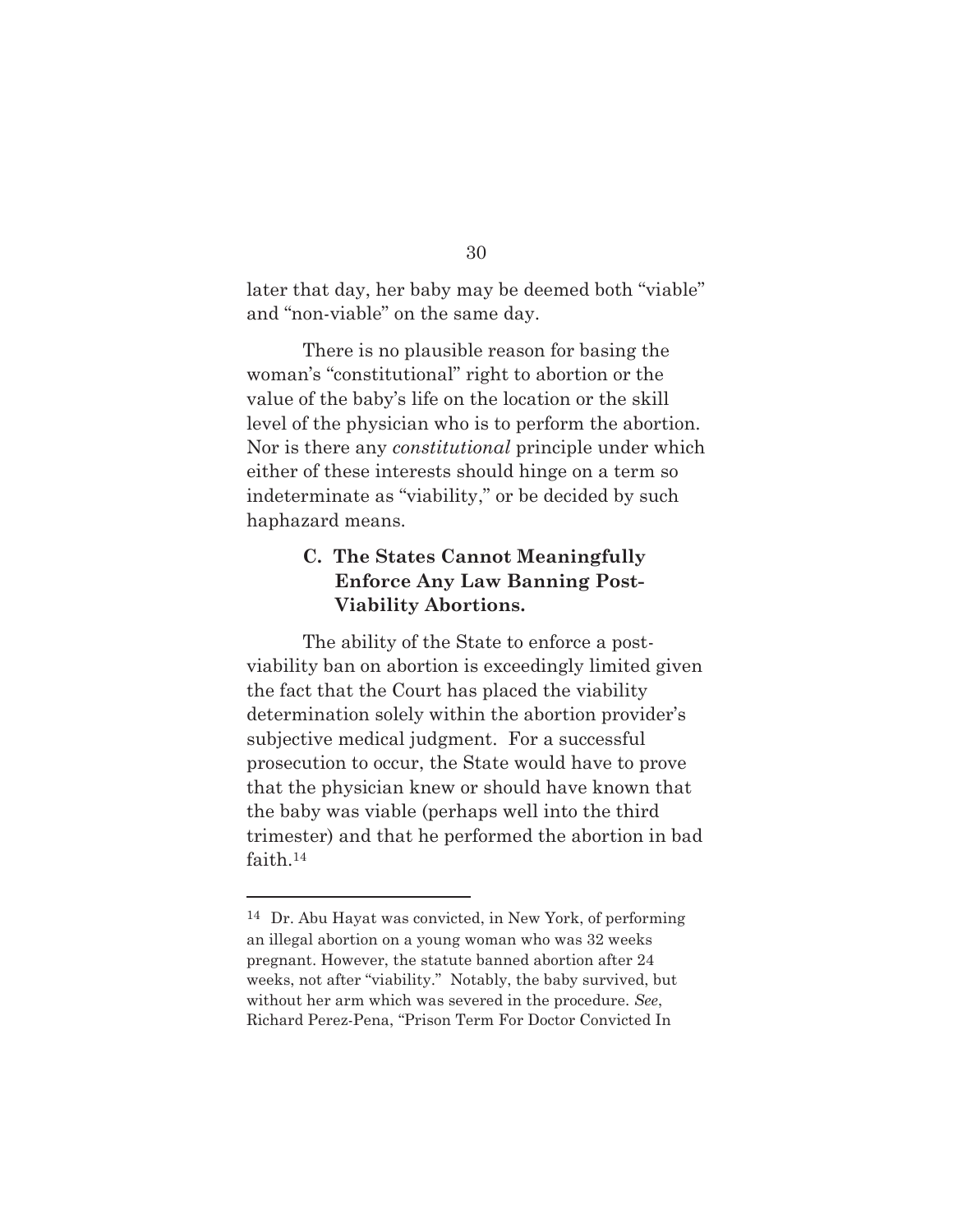later that day, her baby may be deemed both "viable" and "non-viable" on the same day.

There is no plausible reason for basing the woman's "constitutional" right to abortion or the value of the baby's life on the location or the skill level of the physician who is to perform the abortion. Nor is there any *constitutional* principle under which either of these interests should hinge on a term so indeterminate as "viability," or be decided by such haphazard means.

### C. The States Cannot Meaningfully Enforce Any Law Banning Post-Viability Abortions.

The ability of the State to enforce a post-viability ban on abortion is exceedingly limited given the fact that the Court has placed the viability determination solely within the abortion provider's subjective medical judgment. For a successful prosecution to occur, the State would have to prove that the physician knew or should have known that the baby was viable (perhaps well into the third trimester) and that he performed the abortion in bad faith.[14]

---

[14] Dr. Abu Hayat was convicted, in New York, of performing an illegal abortion on a young woman who was 32 weeks pregnant. However, the statute banned abortion after 24 weeks, not after "viability." Notably, the baby survived, but without her arm which was severed in the procedure. *See*, Richard Perez-Pena, "Prison Term For Doctor Convicted In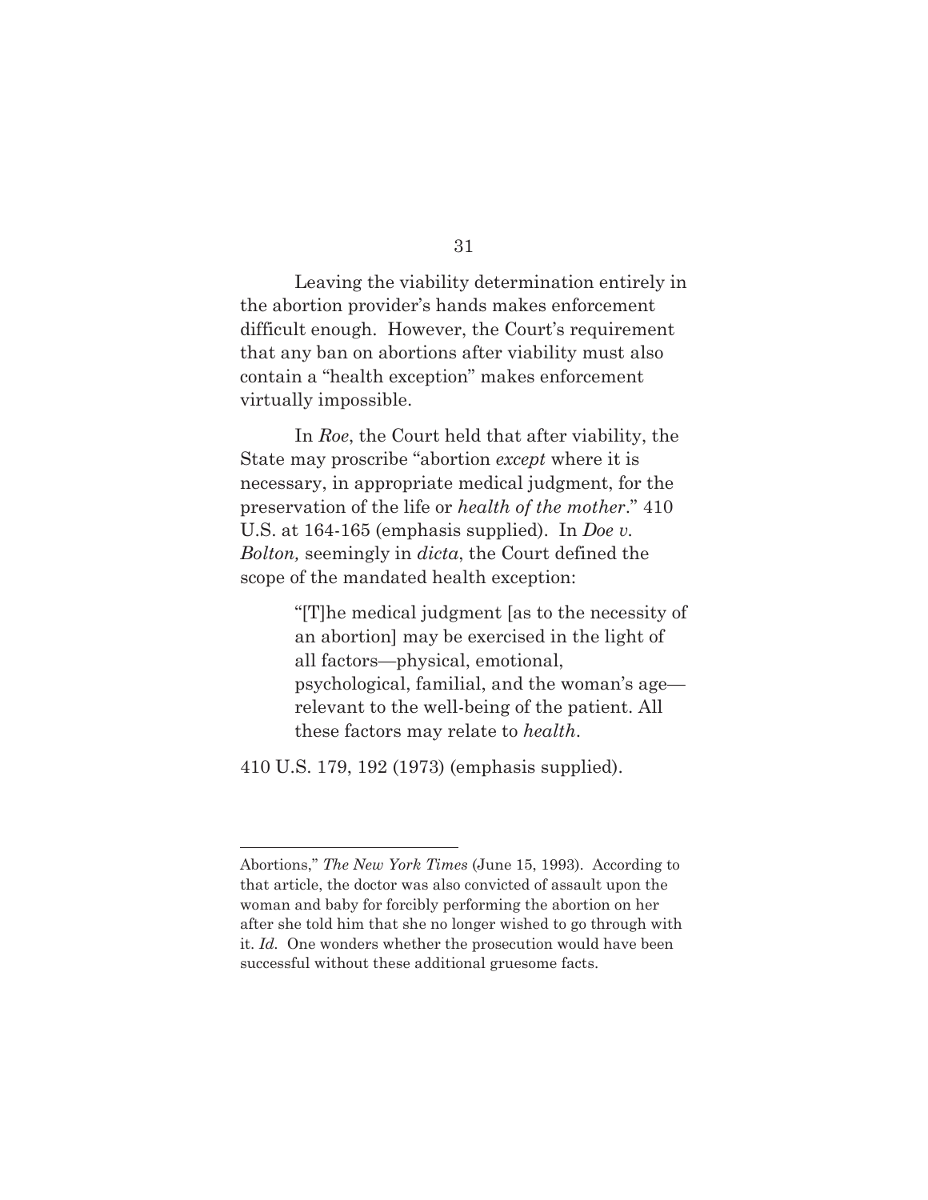Leaving the viability determination entirely in the abortion provider's hands makes enforcement difficult enough. However, the Court's requirement that any ban on abortions after viability must also contain a "health exception" makes enforcement virtually impossible.

In *Roe*, the Court held that after viability, the State may proscribe "abortion *except* where it is necessary, in appropriate medical judgment, for the preservation of the life or *health of the mother*." 410 U.S. at 164-165 (emphasis supplied). In *Doe v. Bolton,* seemingly in *dicta*, the Court defined the scope of the mandated health exception:

> "[T]he medical judgment [as to the necessity of an abortion] may be exercised in the light of all factors—physical, emotional, psychological, familial, and the woman's age—relevant to the well-being of the patient. All these factors may relate to *health*.

410 U.S. 179, 192 (1973) (emphasis supplied).

---

Abortions," *The New York Times* (June 15, 1993). According to that article, the doctor was also convicted of assault upon the woman and baby for forcibly performing the abortion on her after she told him that she no longer wished to go through with it. *Id.* One wonders whether the prosecution would have been successful without these additional gruesome facts.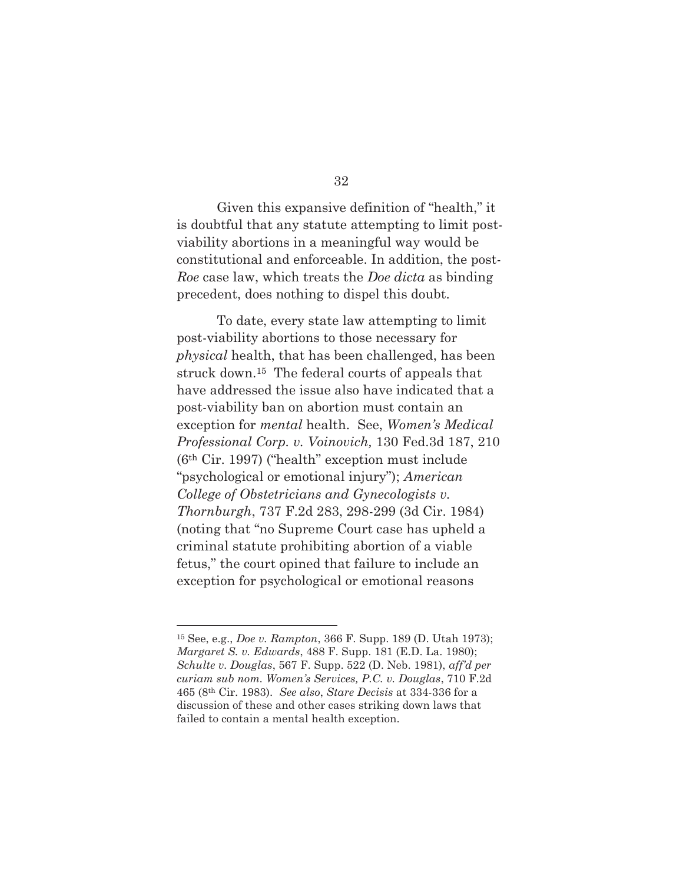Given this expansive definition of "health," it is doubtful that any statute attempting to limit post-viability abortions in a meaningful way would be constitutional and enforceable. In addition, the post-*Roe* case law, which treats the *Doe dicta* as binding precedent, does nothing to dispel this doubt.

To date, every state law attempting to limit post-viability abortions to those necessary for *physical* health, that has been challenged, has been struck down.[15] The federal courts of appeals that have addressed the issue also have indicated that a post-viability ban on abortion must contain an exception for *mental* health. See, *Women's Medical Professional Corp. v. Voinovich,* 130 Fed.3d 187, 210 (6th Cir. 1997) ("health" exception must include "psychological or emotional injury"); *American College of Obstetricians and Gynecologists v. Thornburgh*, 737 F.2d 283, 298-299 (3d Cir. 1984) (noting that "no Supreme Court case has upheld a criminal statute prohibiting abortion of a viable fetus," the court opined that failure to include an exception for psychological or emotional reasons

---

[15] See, e.g., *Doe v. Rampton*, 366 F. Supp. 189 (D. Utah 1973); *Margaret S. v. Edwards*, 488 F. Supp. 181 (E.D. La. 1980); *Schulte v. Douglas*, 567 F. Supp. 522 (D. Neb. 1981), *aff'd per curiam sub nom. Women's Services, P.C. v. Douglas*, 710 F.2d 465 (8th Cir. 1983). *See also*, *Stare Decisis* at 334-336 for a discussion of these and other cases striking down laws that failed to contain a mental health exception.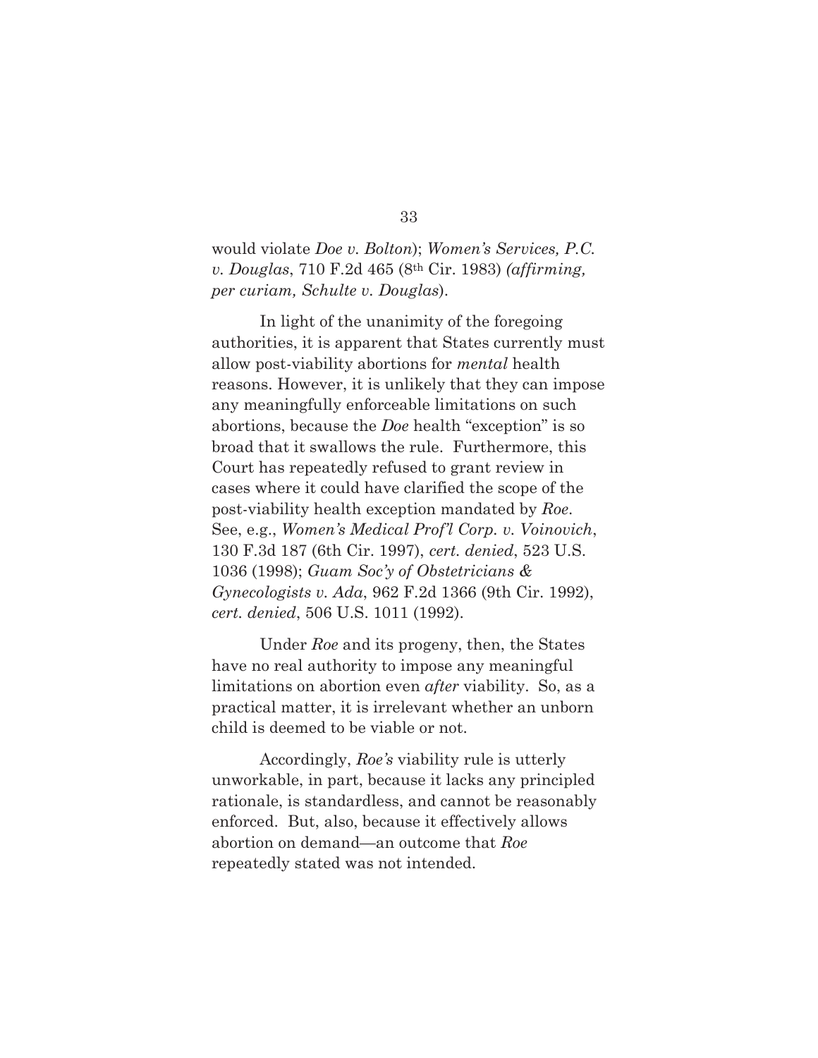would violate *Doe v. Bolton*); *Women's Services, P.C. v. Douglas*, 710 F.2d 465 (8th Cir. 1983) *(affirming, per curiam, Schulte v. Douglas*).

In light of the unanimity of the foregoing authorities, it is apparent that States currently must allow post-viability abortions for *mental* health reasons. However, it is unlikely that they can impose any meaningfully enforceable limitations on such abortions, because the *Doe* health "exception" is so broad that it swallows the rule. Furthermore, this Court has repeatedly refused to grant review in cases where it could have clarified the scope of the post-viability health exception mandated by *Roe*. See, e.g., *Women's Medical Prof'l Corp. v. Voinovich*, 130 F.3d 187 (6th Cir. 1997), *cert. denied*, 523 U.S. 1036 (1998); *Guam Soc'y of Obstetricians & Gynecologists v. Ada*, 962 F.2d 1366 (9th Cir. 1992), *cert. denied*, 506 U.S. 1011 (1992).

Under *Roe* and its progeny, then, the States have no real authority to impose any meaningful limitations on abortion even *after* viability. So, as a practical matter, it is irrelevant whether an unborn child is deemed to be viable or not.

Accordingly, *Roe's* viability rule is utterly unworkable, in part, because it lacks any principled rationale, is standardless, and cannot be reasonably enforced. But, also, because it effectively allows abortion on demand—an outcome that *Roe* repeatedly stated was not intended.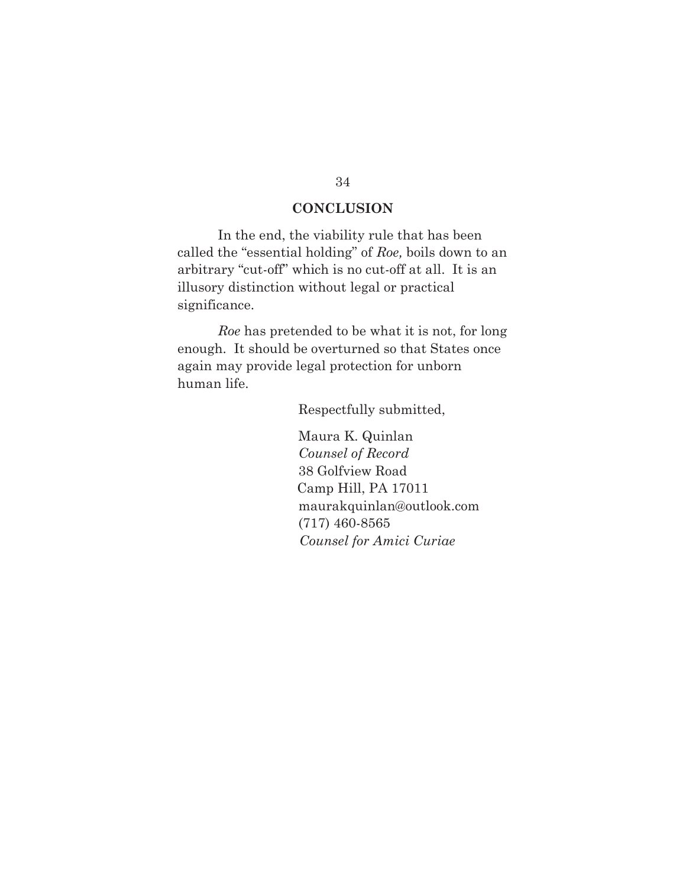## CONCLUSION

In the end, the viability rule that has been called the "essential holding" of *Roe,* boils down to an arbitrary "cut-off" which is no cut-off at all. It is an illusory distinction without legal or practical significance.

*Roe* has pretended to be what it is not, for long enough. It should be overturned so that States once again may provide legal protection for unborn human life.

Respectfully submitted,

Maura K. Quinlan
*Counsel of Record*
38 Golfview Road
Camp Hill, PA 17011
maurakquinlan@outlook.com
(717) 460-8565
*Counsel for Amici Curiae*